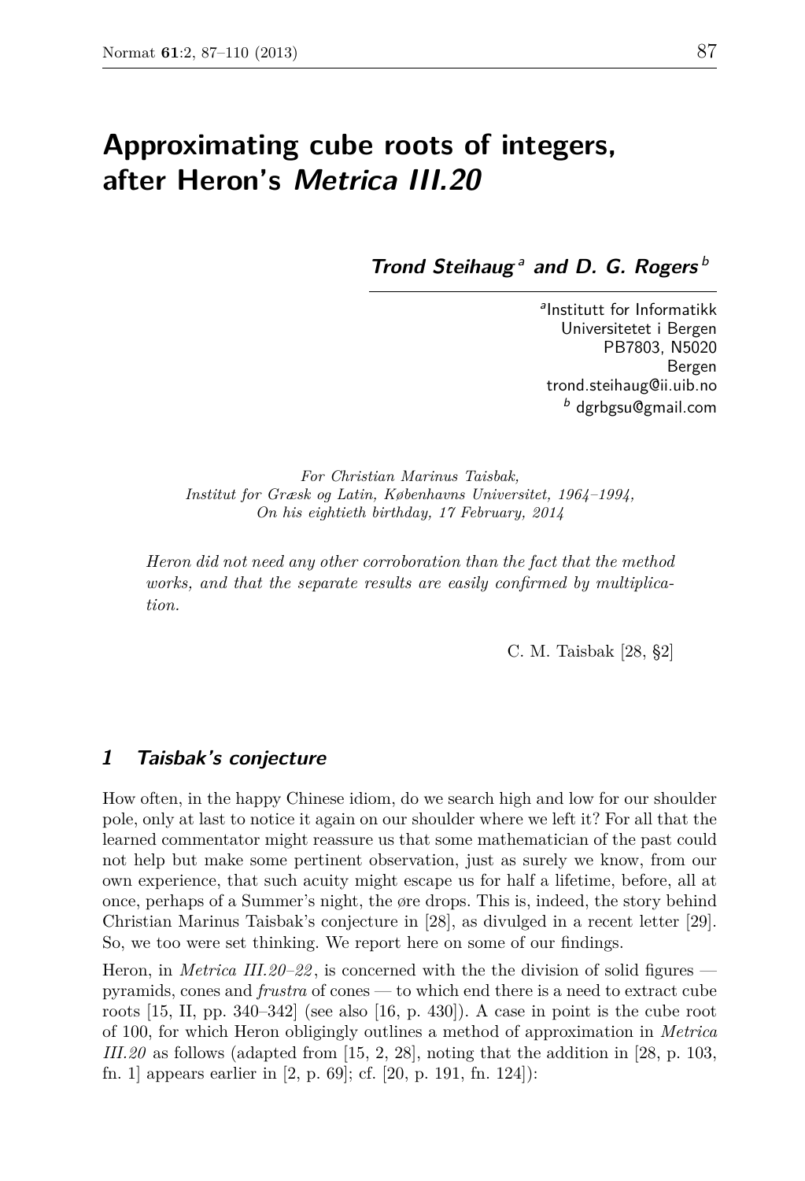# Approximating cube roots of integers, after Heron's *Metrica III.20*

***Trond Steihaug*** [a] **and *D. G. Rogers*** [b]

[a]Institutt for Informatikk
Universitetet i Bergen
PB7803, N5020
Bergen
trond.steihaug@ii.uib.no
[b] dgrbgsu@gmail.com

*For Christian Marinus Taisbak,*
*Institut for Græsk og Latin, Københavns Universitet, 1964–1994,*
*On his eightieth birthday, 17 February, 2014*

*Heron did not need any other corroboration than the fact that the method works, and that the separate results are easily confirmed by multiplication.*

C. M. Taisbak [28, §2]

## 1 Taisbak's conjecture

How often, in the happy Chinese idiom, do we search high and low for our shoulder pole, only at last to notice it again on our shoulder where we left it? For all that the learned commentator might reassure us that some mathematician of the past could not help but make some pertinent observation, just as surely we know, from our own experience, that such acuity might escape us for half a lifetime, before, all at once, perhaps of a Summer's night, the øre drops. This is, indeed, the story behind Christian Marinus Taisbak's conjecture in [28], as divulged in a recent letter [29]. So, we too were set thinking. We report here on some of our findings.

Heron, in *Metrica III.20–22*, is concerned with the the division of solid figures — pyramids, cones and *frustra* of cones — to which end there is a need to extract cube roots [15, II, pp. 340–342] (see also [16, p. 430]). A case in point is the cube root of 100, for which Heron obligingly outlines a method of approximation in *Metrica III.20* as follows (adapted from [15, 2, 28], noting that the addition in [28, p. 103, fn. 1] appears earlier in [2, p. 69]; cf. [20, p. 191, fn. 124]):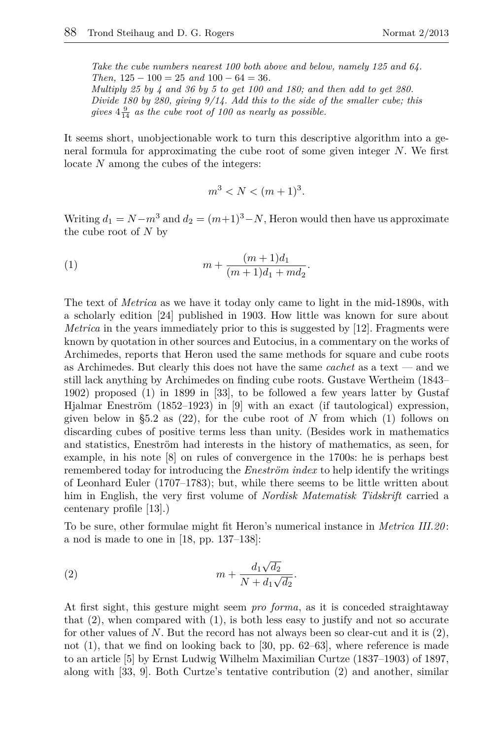> *Take the cube numbers nearest 100 both above and below, namely 125 and 64. Then,* $125 - 100 = 25$ *and* $100 - 64 = 36$.
> *Multiply 25 by 4 and 36 by 5 to get 100 and 180; and then add to get 280. Divide 180 by 280, giving 9/14. Add this to the side of the smaller cube; this gives* $4\frac{9}{14}$ *as the cube root of 100 as nearly as possible.*

It seems short, unobjectionable work to turn this descriptive algorithm into a general formula for approximating the cube root of some given integer $N$. We first locate $N$ among the cubes of the integers:

$$m^3 < N < (m+1)^3.$$

Writing $d_1 = N - m^3$ and $d_2 = (m+1)^3 - N$, Heron would then have us approximate the cube root of $N$ by

$$m + \frac{(m+1)d_1}{(m+1)d_1 + md_2}. \tag{1}$$

The text of *Metrica* as we have it today only came to light in the mid-1890s, with a scholarly edition [24] published in 1903. How little was known for sure about *Metrica* in the years immediately prior to this is suggested by [12]. Fragments were known by quotation in other sources and Eutocius, in a commentary on the works of Archimedes, reports that Heron used the same methods for square and cube roots as Archimedes. But clearly this does not have the same *cachet* as a text — and we still lack anything by Archimedes on finding cube roots. Gustave Wertheim (1843–1902) proposed (1) in 1899 in [33], to be followed a few years latter by Gustaf Hjalmar Eneström (1852–1923) in [9] with an exact (if tautological) expression, given below in §5.2 as (22), for the cube root of $N$ from which (1) follows on discarding cubes of positive terms less than unity. (Besides work in mathematics and statistics, Eneström had interests in the history of mathematics, as seen, for example, in his note [8] on rules of convergence in the 1700s: he is perhaps best remembered today for introducing the *Eneström index* to help identify the writings of Leonhard Euler (1707–1783); but, while there seems to be little written about him in English, the very first volume of *Nordisk Matematisk Tidskrift* carried a centenary profile [13].)

To be sure, other formulae might fit Heron's numerical instance in *Metrica III.20*: a nod is made to one in [18, pp. 137–138]:

$$m + \frac{d_1\sqrt{d_2}}{N + d_1\sqrt{d_2}}. \tag{2}$$

At first sight, this gesture might seem *pro forma*, as it is conceded straightaway that (2), when compared with (1), is both less easy to justify and not so accurate for other values of $N$. But the record has not always been so clear-cut and it is (2), not (1), that we find on looking back to [30, pp. 62–63], where reference is made to an article [5] by Ernst Ludwig Wilhelm Maximilian Curtze (1837–1903) of 1897, along with [33, 9]. Both Curtze's tentative contribution (2) and another, similar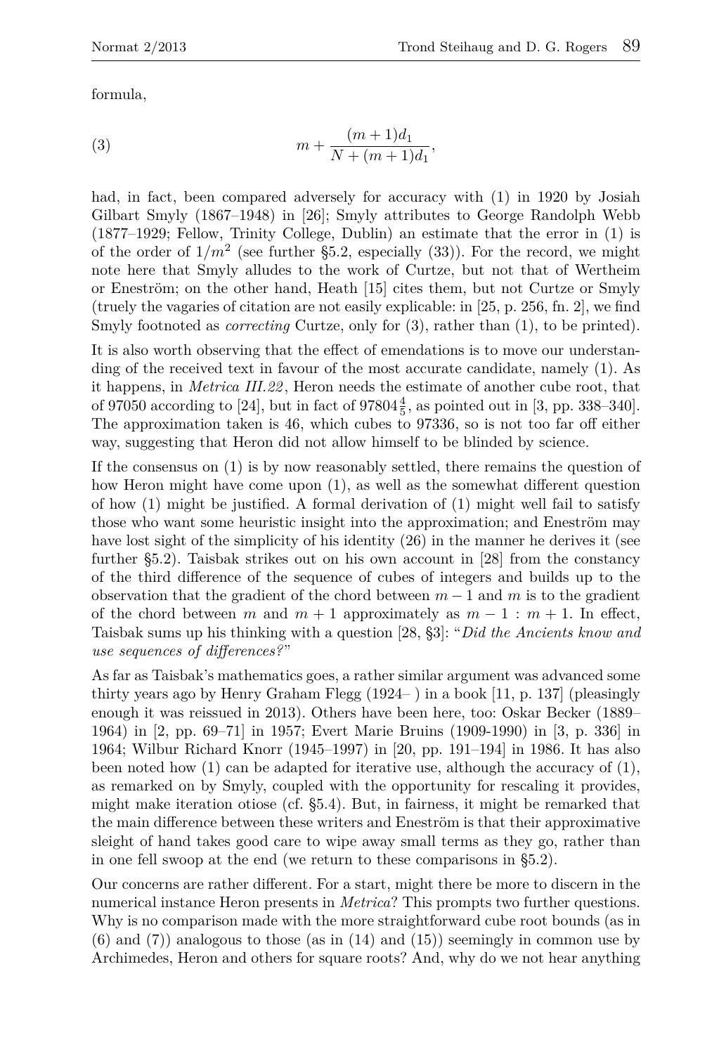formula,

$$(3) \qquad m + \frac{(m+1)d_1}{N + (m+1)d_1},$$

had, in fact, been compared adversely for accuracy with (1) in 1920 by Josiah Gilbart Smyly (1867–1948) in [26]; Smyly attributes to George Randolph Webb (1877–1929; Fellow, Trinity College, Dublin) an estimate that the error in (1) is of the order of $1/m^2$ (see further §5.2, especially (33)). For the record, we might note here that Smyly alludes to the work of Curtze, but not that of Wertheim or Eneström; on the other hand, Heath [15] cites them, but not Curtze or Smyly (truely the vagaries of citation are not easily explicable: in [25, p. 256, fn. 2], we find Smyly footnoted as *correcting* Curtze, only for (3), rather than (1), to be printed).

It is also worth observing that the effect of emendations is to move our understanding of the received text in favour of the most accurate candidate, namely (1). As it happens, in *Metrica III.22*, Heron needs the estimate of another cube root, that of 97050 according to [24], but in fact of $97804\frac{4}{5}$, as pointed out in [3, pp. 338–340]. The approximation taken is 46, which cubes to 97336, so is not too far off either way, suggesting that Heron did not allow himself to be blinded by science.

If the consensus on (1) is by now reasonably settled, there remains the question of how Heron might have come upon (1), as well as the somewhat different question of how (1) might be justified. A formal derivation of (1) might well fail to satisfy those who want some heuristic insight into the approximation; and Eneström may have lost sight of the simplicity of his identity (26) in the manner he derives it (see further §5.2). Taisbak strikes out on his own account in [28] from the constancy of the third difference of the sequence of cubes of integers and builds up to the observation that the gradient of the chord between $m-1$ and $m$ is to the gradient of the chord between $m$ and $m+1$ approximately as $m-1 : m+1$. In effect, Taisbak sums up his thinking with a question [28, §3]: "*Did the Ancients know and use sequences of differences?*"

As far as Taisbak's mathematics goes, a rather similar argument was advanced some thirty years ago by Henry Graham Flegg (1924– ) in a book [11, p. 137] (pleasingly enough it was reissued in 2013). Others have been here, too: Oskar Becker (1889–1964) in [2, pp. 69–71] in 1957; Evert Marie Bruins (1909-1990) in [3, p. 336] in 1964; Wilbur Richard Knorr (1945–1997) in [20, pp. 191–194] in 1986. It has also been noted how (1) can be adapted for iterative use, although the accuracy of (1), as remarked on by Smyly, coupled with the opportunity for rescaling it provides, might make iteration otiose (cf. §5.4). But, in fairness, it might be remarked that the main difference between these writers and Eneström is that their approximative sleight of hand takes good care to wipe away small terms as they go, rather than in one fell swoop at the end (we return to these comparisons in §5.2).

Our concerns are rather different. For a start, might there be more to discern in the numerical instance Heron presents in *Metrica*? This prompts two further questions. Why is no comparison made with the more straightforward cube root bounds (as in (6) and (7)) analogous to those (as in (14) and (15)) seemingly in common use by Archimedes, Heron and others for square roots? And, why do we not hear anything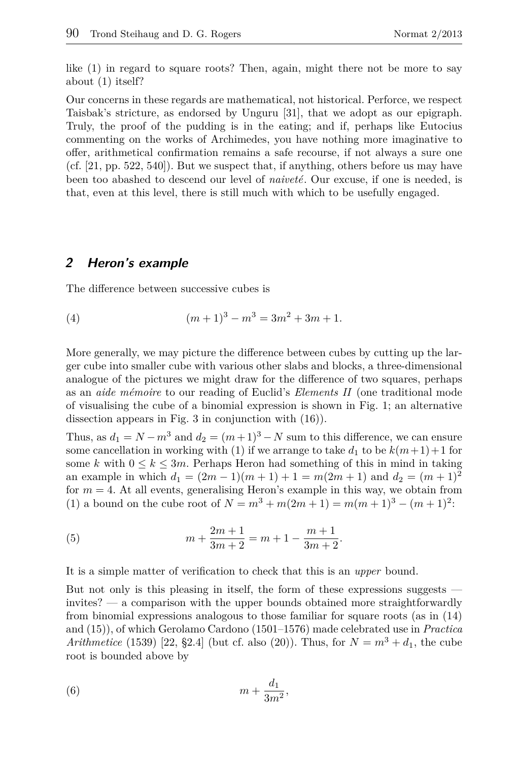like (1) in regard to square roots? Then, again, might there not be more to say about (1) itself?

Our concerns in these regards are mathematical, not historical. Perforce, we respect Taisbak's stricture, as endorsed by Unguru [31], that we adopt as our epigraph. Truly, the proof of the pudding is in the eating; and if, perhaps like Eutocius commenting on the works of Archimedes, you have nothing more imaginative to offer, arithmetical confirmation remains a safe recourse, if not always a sure one (cf. [21, pp. 522, 540]). But we suspect that, if anything, others before us may have been too abashed to descend our level of *naiveté*. Our excuse, if one is needed, is that, even at this level, there is still much with which to be usefully engaged.

## 2 Heron's example

The difference between successive cubes is

$$(m+1)^3 - m^3 = 3m^2 + 3m + 1. \tag{4}$$

More generally, we may picture the difference between cubes by cutting up the larger cube into smaller cube with various other slabs and blocks, a three-dimensional analogue of the pictures we might draw for the difference of two squares, perhaps as an *aide mémoire* to our reading of Euclid's *Elements II* (one traditional mode of visualising the cube of a binomial expression is shown in Fig. 1; an alternative dissection appears in Fig. 3 in conjunction with (16)).

Thus, as $d_1 = N - m^3$ and $d_2 = (m+1)^3 - N$ sum to this difference, we can ensure some cancellation in working with (1) if we arrange to take $d_1$ to be $k(m+1)+1$ for some $k$ with $0 \le k \le 3m$. Perhaps Heron had something of this in mind in taking an example in which $d_1 = (2m-1)(m+1)+1 = m(2m+1)$ and $d_2 = (m+1)^2$ for $m = 4$. At all events, generalising Heron's example in this way, we obtain from (1) a bound on the cube root of $N = m^3 + m(2m+1) = m(m+1)^3 - (m+1)^2$:

$$m + \frac{2m+1}{3m+2} = m + 1 - \frac{m+1}{3m+2}. \tag{5}$$

It is a simple matter of verification to check that this is an *upper* bound.

But not only is this pleasing in itself, the form of these expressions suggests — invites? — a comparison with the upper bounds obtained more straightforwardly from binomial expressions analogous to those familiar for square roots (as in (14) and (15)), of which Gerolamo Cardono (1501–1576) made celebrated use in *Practica Arithmetice* (1539) [22, §2.4] (but cf. also (20)). Thus, for $N = m^3 + d_1$, the cube root is bounded above by

$$m + \frac{d_1}{3m^2}, \tag{6}$$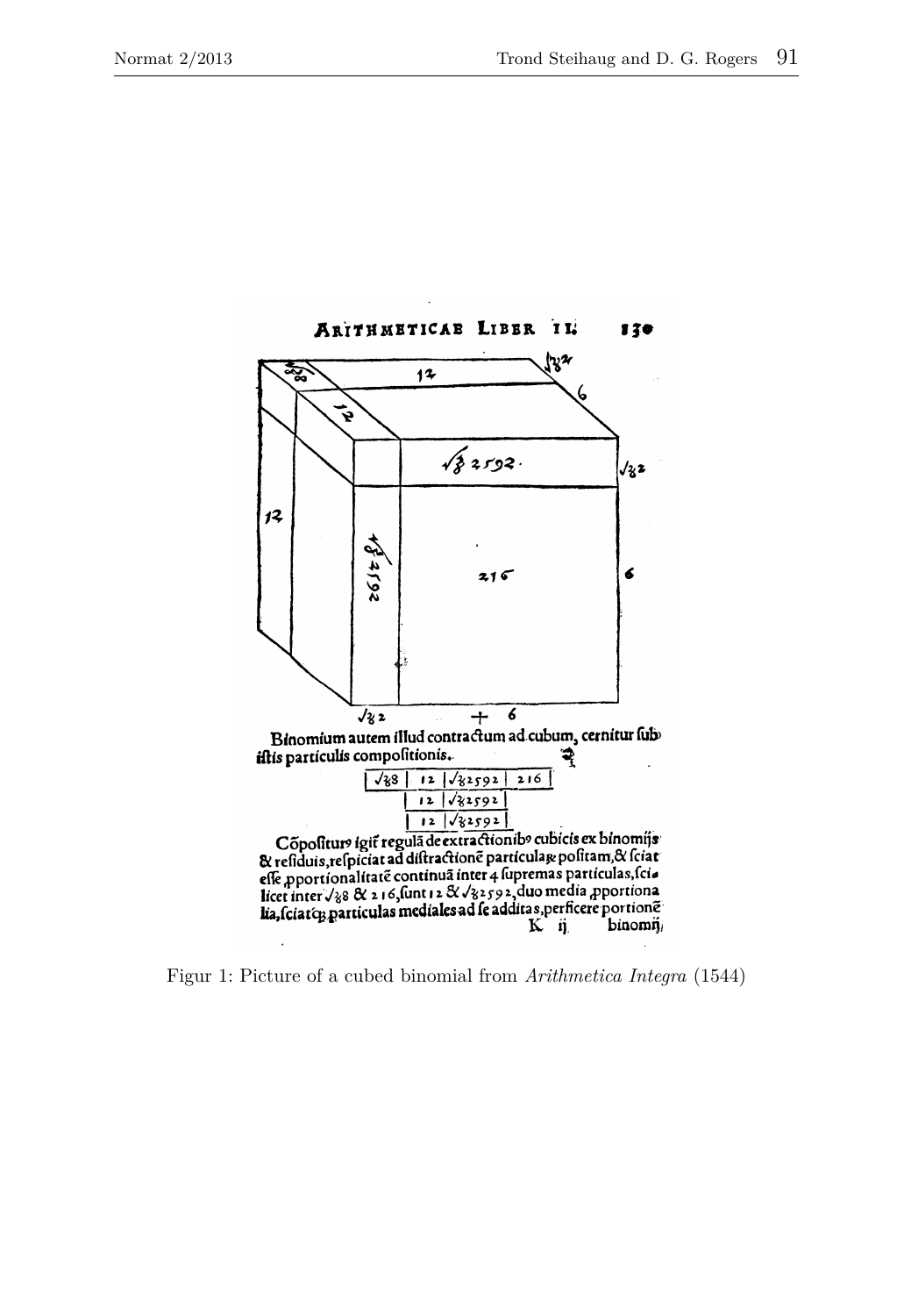Figur 1: Picture of a cubed binomial from *Arithmetica Integra* (1544)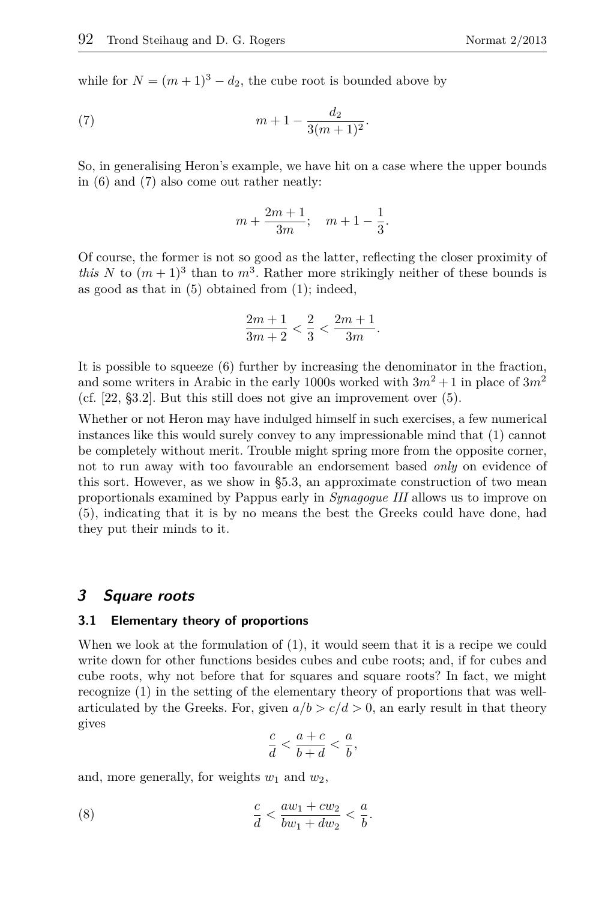while for $N = (m+1)^3 - d_2$, the cube root is bounded above by

$$m + 1 - \frac{d_2}{3(m+1)^2}. \tag{7}$$

So, in generalising Heron's example, we have hit on a case where the upper bounds in (6) and (7) also come out rather neatly:

$$m + \frac{2m+1}{3m}; \quad m + 1 - \frac{1}{3}.$$

Of course, the former is not so good as the latter, reflecting the closer proximity of *this* $N$ to $(m+1)^3$ than to $m^3$. Rather more strikingly neither of these bounds is as good as that in (5) obtained from (1); indeed,

$$\frac{2m+1}{3m+2} < \frac{2}{3} < \frac{2m+1}{3m}.$$

It is possible to squeeze (6) further by increasing the denominator in the fraction, and some writers in Arabic in the early 1000s worked with $3m^2+1$ in place of $3m^2$ (cf. [22, §3.2]. But this still does not give an improvement over (5).

Whether or not Heron may have indulged himself in such exercises, a few numerical instances like this would surely convey to any impressionable mind that (1) cannot be completely without merit. Trouble might spring more from the opposite corner, not to run away with too favourable an endorsement based *only* on evidence of this sort. However, as we show in §5.3, an approximate construction of two mean proportionals examined by Pappus early in *Synagogue III* allows us to improve on (5), indicating that it is by no means the best the Greeks could have done, had they put their minds to it.

## 3 Square roots

### 3.1 Elementary theory of proportions

When we look at the formulation of (1), it would seem that it is a recipe we could write down for other functions besides cubes and cube roots; and, if for cubes and cube roots, why not before that for squares and square roots? In fact, we might recognize (1) in the setting of the elementary theory of proportions that was well-articulated by the Greeks. For, given $a/b > c/d > 0$, an early result in that theory gives

$$\frac{c}{d} < \frac{a+c}{b+d} < \frac{a}{b},$$

and, more generally, for weights $w_1$ and $w_2$,

$$\frac{c}{d} < \frac{aw_1 + cw_2}{bw_1 + dw_2} < \frac{a}{b}. \tag{8}$$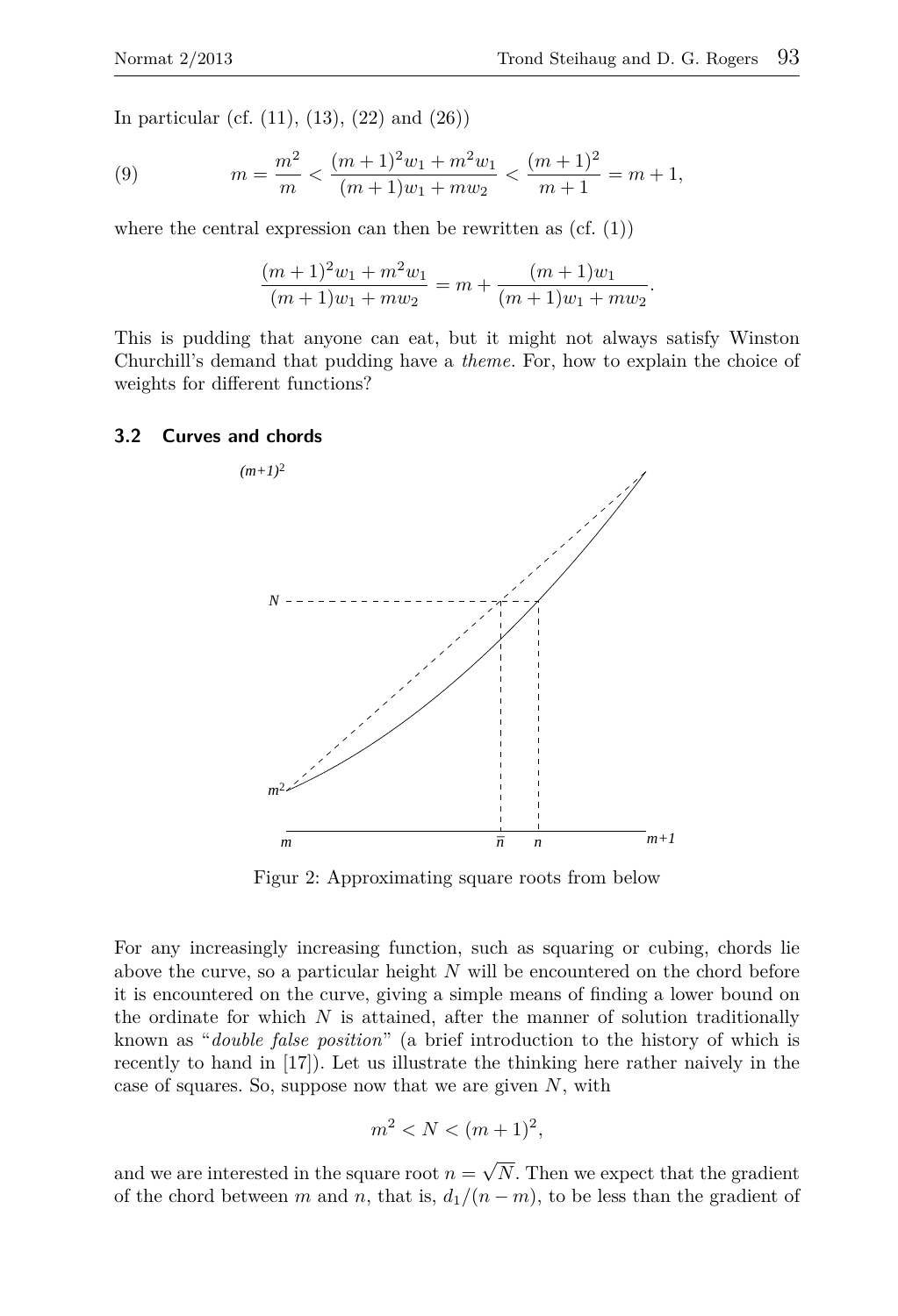In particular (cf. (11), (13), (22) and (26))

$$m = \frac{m^2}{m} < \frac{(m+1)^2 w_1 + m^2 w_1}{(m+1)w_1 + m w_2} < \frac{(m+1)^2}{m+1} = m+1, \tag{9}$$

where the central expression can then be rewritten as (cf. (1))

$$\frac{(m+1)^2 w_1 + m^2 w_1}{(m+1)w_1 + m w_2} = m + \frac{(m+1)w_1}{(m+1)w_1 + m w_2}.$$

This is pudding that anyone can eat, but it might not always satisfy Winston Churchill's demand that pudding have a *theme*. For, how to explain the choice of weights for different functions?

### 3.2 Curves and chords

Figur 2: Approximating square roots from below

For any increasingly increasing function, such as squaring or cubing, chords lie above the curve, so a particular height $N$ will be encountered on the chord before it is encountered on the curve, giving a simple means of finding a lower bound on the ordinate for which $N$ is attained, after the manner of solution traditionally known as "*double false position*" (a brief introduction to the history of which is recently to hand in [17]). Let us illustrate the thinking here rather naively in the case of squares. So, suppose now that we are given $N$, with

$$m^2 < N < (m+1)^2,$$

and we are interested in the square root $n = \sqrt{N}$. Then we expect that the gradient of the chord between $m$ and $n$, that is, $d_1/(n-m)$, to be less than the gradient of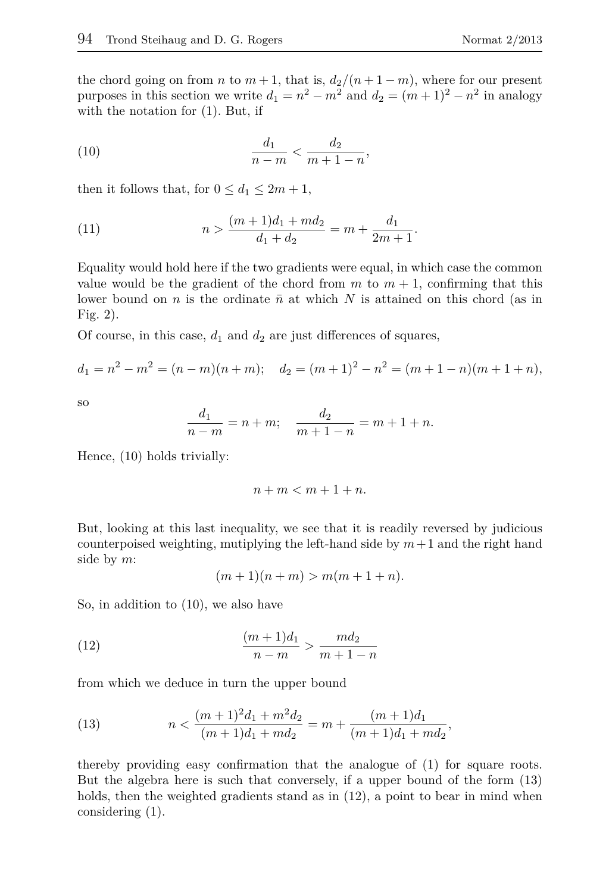the chord going on from $n$ to $m+1$, that is, $d_2/(n+1-m)$, where for our present purposes in this section we write $d_1 = n^2 - m^2$ and $d_2 = (m+1)^2 - n^2$ in analogy with the notation for (1). But, if

$$\frac{d_1}{n-m} < \frac{d_2}{m+1-n}, \tag{10}$$

then it follows that, for $0 \le d_1 \le 2m+1$,

$$n > \frac{(m+1)d_1 + md_2}{d_1 + d_2} = m + \frac{d_1}{2m+1}. \tag{11}$$

Equality would hold here if the two gradients were equal, in which case the common value would be the gradient of the chord from $m$ to $m+1$, confirming that this lower bound on $n$ is the ordinate $\bar{n}$ at which $N$ is attained on this chord (as in Fig. 2).

Of course, in this case, $d_1$ and $d_2$ are just differences of squares,

$$d_1 = n^2 - m^2 = (n-m)(n+m); \quad d_2 = (m+1)^2 - n^2 = (m+1-n)(m+1+n),$$

so

$$\frac{d_1}{n-m} = n+m; \quad \frac{d_2}{m+1-n} = m+1+n.$$

Hence, (10) holds trivially:

$$n+m < m+1+n.$$

But, looking at this last inequality, we see that it is readily reversed by judicious counterpoised weighting, mutiplying the left-hand side by $m+1$ and the right hand side by $m$:

$$(m+1)(n+m) > m(m+1+n).$$

So, in addition to (10), we also have

$$\frac{(m+1)d_1}{n-m} > \frac{md_2}{m+1-n} \tag{12}$$

from which we deduce in turn the upper bound

$$n < \frac{(m+1)^2 d_1 + m^2 d_2}{(m+1)d_1 + md_2} = m + \frac{(m+1)d_1}{(m+1)d_1 + md_2}, \tag{13}$$

thereby providing easy confirmation that the analogue of (1) for square roots. But the algebra here is such that conversely, if a upper bound of the form (13) holds, then the weighted gradients stand as in (12), a point to bear in mind when considering (1).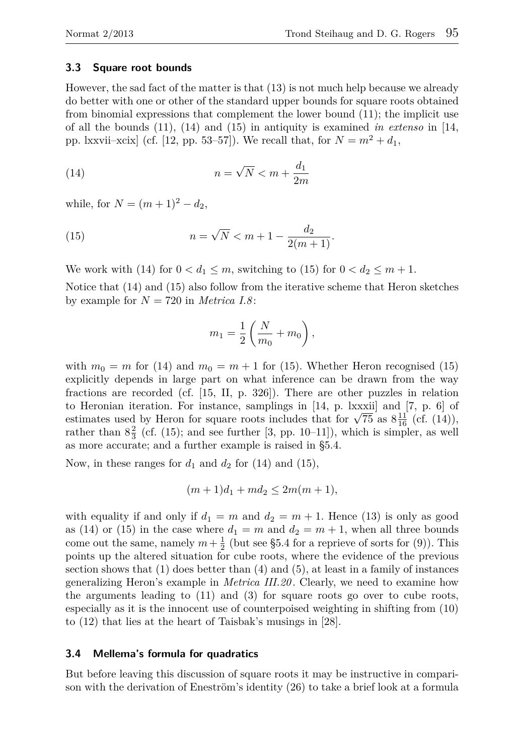### 3.3 Square root bounds

However, the sad fact of the matter is that (13) is not much help because we already do better with one or other of the standard upper bounds for square roots obtained from binomial expressions that complement the lower bound (11); the implicit use of all the bounds (11), (14) and (15) in antiquity is examined *in extenso* in [14, pp. lxxvii–xcix] (cf. [12, pp. 53–57]). We recall that, for $N = m^2 + d_1$,

$$n = \sqrt{N} < m + \frac{d_1}{2m} \tag{14}$$

while, for $N = (m+1)^2 - d_2$,

$$n = \sqrt{N} < m + 1 - \frac{d_2}{2(m+1)}. \tag{15}$$

We work with (14) for $0 < d_1 \leq m$, switching to (15) for $0 < d_2 \leq m + 1$.

Notice that (14) and (15) also follow from the iterative scheme that Heron sketches by example for $N = 720$ in *Metrica I.8*:

$$m_1 = \frac{1}{2}\left(\frac{N}{m_0} + m_0\right),$$

with $m_0 = m$ for (14) and $m_0 = m + 1$ for (15). Whether Heron recognised (15) explicitly depends in large part on what inference can be drawn from the way fractions are recorded (cf. [15, II, p. 326]). There are other puzzles in relation to Heronian iteration. For instance, samplings in [14, p. lxxxii] and [7, p. 6] of estimates used by Heron for square roots includes that for $\sqrt{75}$ as $8\frac{11}{16}$ (cf. (14)), rather than $8\frac{2}{3}$ (cf. (15); and see further [3, pp. 10–11]), which is simpler, as well as more accurate; and a further example is raised in §5.4.

Now, in these ranges for $d_1$ and $d_2$ for (14) and (15),

$$(m+1)d_1 + md_2 \leq 2m(m+1),$$

with equality if and only if $d_1 = m$ and $d_2 = m + 1$. Hence (13) is only as good as (14) or (15) in the case where $d_1 = m$ and $d_2 = m + 1$, when all three bounds come out the same, namely $m + \frac{1}{2}$ (but see §5.4 for a reprieve of sorts for (9)). This points up the altered situation for cube roots, where the evidence of the previous section shows that (1) does better than (4) and (5), at least in a family of instances generalizing Heron's example in *Metrica III.20*. Clearly, we need to examine how the arguments leading to (11) and (3) for square roots go over to cube roots, especially as it is the innocent use of counterpoised weighting in shifting from (10) to (12) that lies at the heart of Taisbak's musings in [28].

### 3.4 Mellema's formula for quadratics

But before leaving this discussion of square roots it may be instructive in comparison with the derivation of Eneström's identity (26) to take a brief look at a formula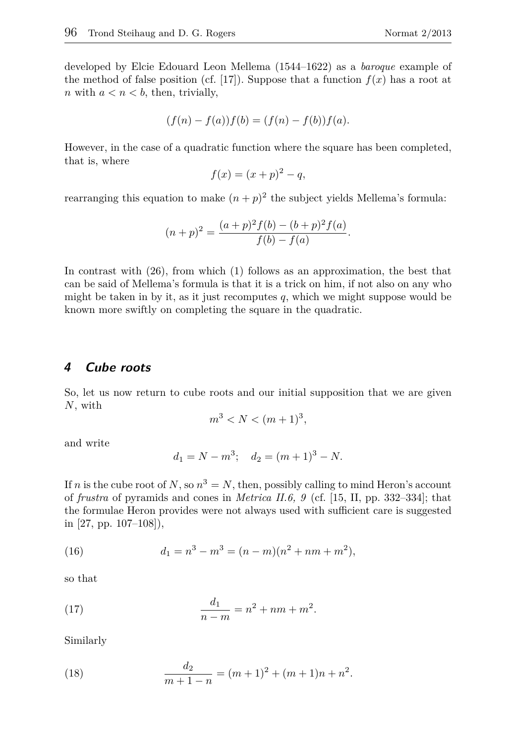developed by Elcie Edouard Leon Mellema (1544–1622) as a *baroque* example of the method of false position (cf. [17]). Suppose that a function $f(x)$ has a root at $n$ with $a < n < b$, then, trivially,

$$(f(n) - f(a))f(b) = (f(n) - f(b))f(a).$$

However, in the case of a quadratic function where the square has been completed, that is, where

$$f(x) = (x + p)^2 - q,$$

rearranging this equation to make $(n + p)^2$ the subject yields Mellema's formula:

$$(n + p)^2 = \frac{(a + p)^2 f(b) - (b + p)^2 f(a)}{f(b) - f(a)}.$$

In contrast with (26), from which (1) follows as an approximation, the best that can be said of Mellema's formula is that it is a trick on him, if not also on any who might be taken in by it, as it just recomputes $q$, which we might suppose would be known more swiftly on completing the square in the quadratic.

## 4 Cube roots

So, let us now return to cube roots and our initial supposition that we are given $N$, with

$$m^3 < N < (m + 1)^3,$$

and write

$$d_1 = N - m^3; \quad d_2 = (m + 1)^3 - N.$$

If $n$ is the cube root of $N$, so $n^3 = N$, then, possibly calling to mind Heron's account of *frustra* of pyramids and cones in *Metrica II.6, 9* (cf. [15, II, pp. 332–334]; that the formulae Heron provides were not always used with sufficient care is suggested in [27, pp. 107–108]),

$$d_1 = n^3 - m^3 = (n - m)(n^2 + nm + m^2), \tag{16}$$

so that

$$\frac{d_1}{n - m} = n^2 + nm + m^2. \tag{17}$$

Similarly

$$\frac{d_2}{m + 1 - n} = (m + 1)^2 + (m + 1)n + n^2. \tag{18}$$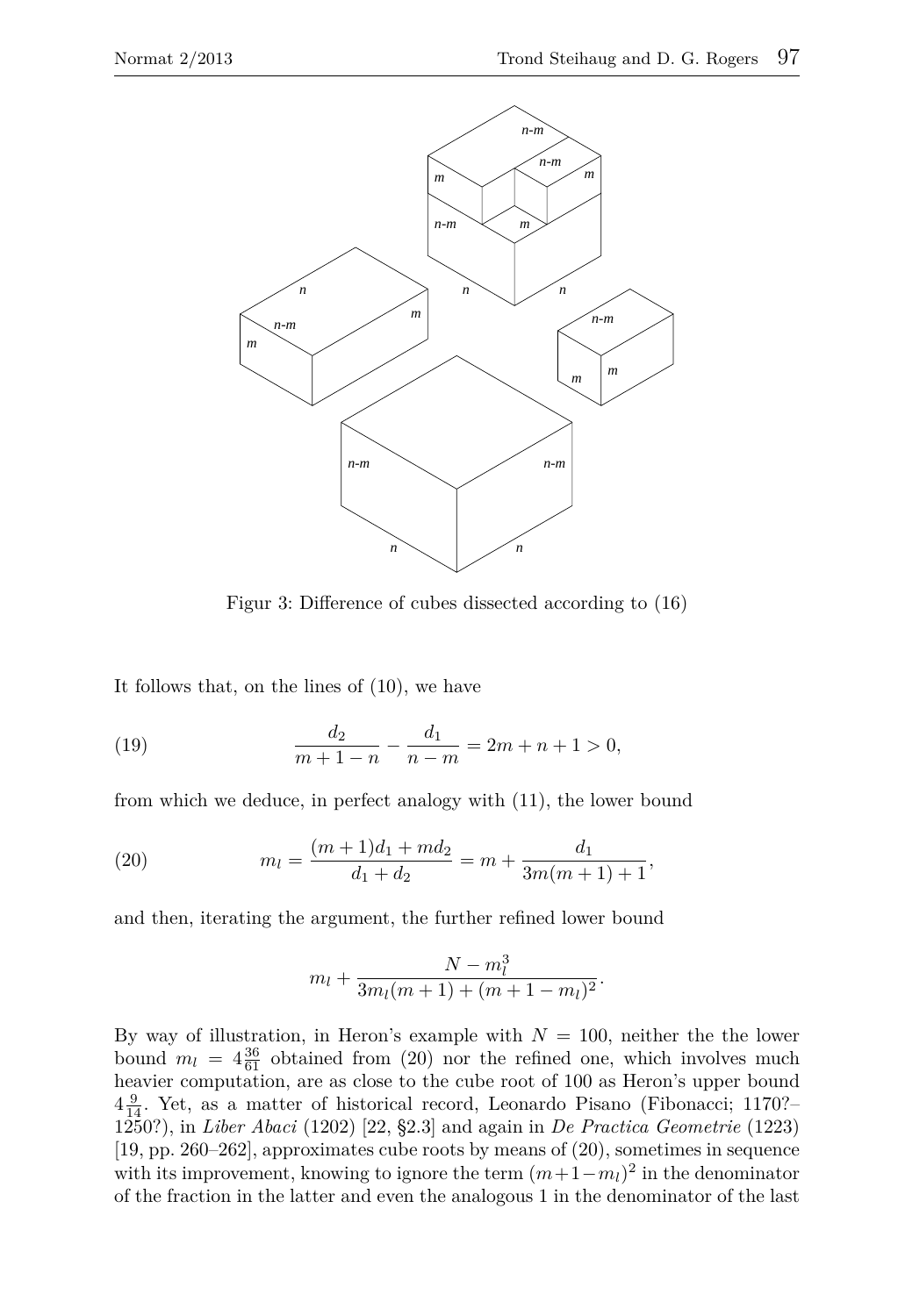Figur 3: Difference of cubes dissected according to (16)

It follows that, on the lines of (10), we have

$$\frac{d_2}{m+1-n} - \frac{d_1}{n-m} = 2m + n + 1 > 0, \tag{19}$$

from which we deduce, in perfect analogy with (11), the lower bound

$$m_l = \frac{(m+1)d_1 + md_2}{d_1 + d_2} = m + \frac{d_1}{3m(m+1)+1}, \tag{20}$$

and then, iterating the argument, the further refined lower bound

$$m_l + \frac{N - m_l^3}{3m_l(m+1) + (m+1-m_l)^2}.$$

By way of illustration, in Heron's example with $N = 100$, neither the the lower bound $m_l = 4\frac{36}{61}$ obtained from (20) nor the refined one, which involves much heavier computation, are as close to the cube root of 100 as Heron's upper bound $4\frac{9}{14}$. Yet, as a matter of historical record, Leonardo Pisano (Fibonacci; 1170?–1250?), in *Liber Abaci* (1202) [22, §2.3] and again in *De Practica Geometrie* (1223) [19, pp. 260–262], approximates cube roots by means of (20), sometimes in sequence with its improvement, knowing to ignore the term $(m+1-m_l)^2$ in the denominator of the fraction in the latter and even the analogous 1 in the denominator of the last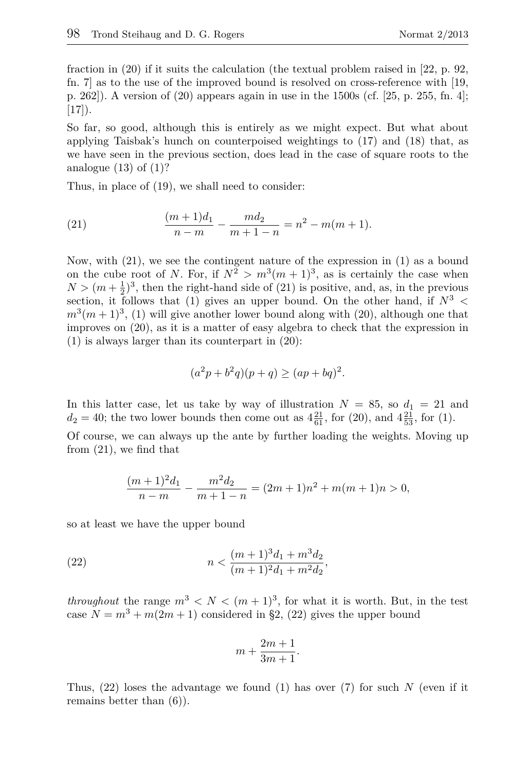fraction in (20) if it suits the calculation (the textual problem raised in [22, p. 92, fn. 7] as to the use of the improved bound is resolved on cross-reference with [19, p. 262]). A version of (20) appears again in use in the 1500s (cf. [25, p. 255, fn. 4]; [17]).

So far, so good, although this is entirely as we might expect. But what about applying Taisbak's hunch on counterpoised weightings to (17) and (18) that, as we have seen in the previous section, does lead in the case of square roots to the analogue (13) of (1)?

Thus, in place of (19), we shall need to consider:

$$\frac{(m+1)d_1}{n-m} - \frac{md_2}{m+1-n} = n^2 - m(m+1). \tag{21}$$

Now, with (21), we see the contingent nature of the expression in (1) as a bound on the cube root of $N$. For, if $N^2 > m^3(m+1)^3$, as is certainly the case when $N > (m+\frac{1}{2})^3$, then the right-hand side of (21) is positive, and, as, in the previous section, it follows that (1) gives an upper bound. On the other hand, if $N^3 < m^3(m+1)^3$, (1) will give another lower bound along with (20), although one that improves on (20), as it is a matter of easy algebra to check that the expression in (1) is always larger than its counterpart in (20):

$$(a^2p + b^2q)(p+q) \geq (ap+bq)^2.$$

In this latter case, let us take by way of illustration $N = 85$, so $d_1 = 21$ and $d_2 = 40$; the two lower bounds then come out as $4\frac{21}{61}$, for (20), and $4\frac{21}{53}$, for (1).

Of course, we can always up the ante by further loading the weights. Moving up from (21), we find that

$$\frac{(m+1)^2d_1}{n-m} - \frac{m^2d_2}{m+1-n} = (2m+1)n^2 + m(m+1)n > 0,$$

so at least we have the upper bound

$$n < \frac{(m+1)^3d_1 + m^3d_2}{(m+1)^2d_1 + m^2d_2}, \tag{22}$$

*throughout* the range $m^3 < N < (m+1)^3$, for what it is worth. But, in the test case $N = m^3 + m(2m+1)$ considered in §2, (22) gives the upper bound

$$m + \frac{2m+1}{3m+1}.$$

Thus, (22) loses the advantage we found (1) has over (7) for such $N$ (even if it remains better than (6)).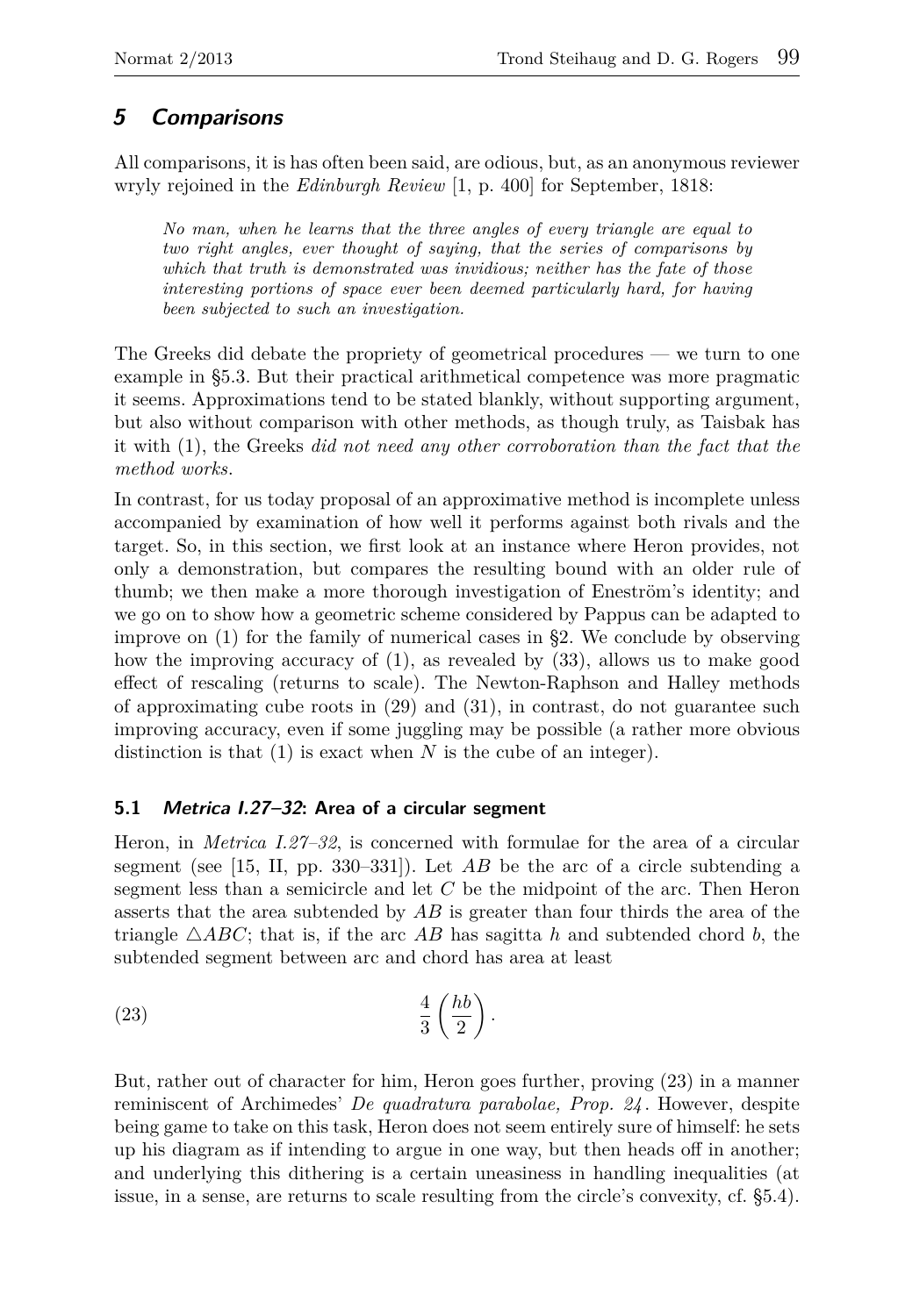## *5 Comparisons*

All comparisons, it is has often been said, are odious, but, as an anonymous reviewer wryly rejoined in the *Edinburgh Review* [1, p. 400] for September, 1818:

> *No man, when he learns that the three angles of every triangle are equal to two right angles, ever thought of saying, that the series of comparisons by which that truth is demonstrated was invidious; neither has the fate of those interesting portions of space ever been deemed particularly hard, for having been subjected to such an investigation.*

The Greeks did debate the propriety of geometrical procedures — we turn to one example in §5.3. But their practical arithmetical competence was more pragmatic it seems. Approximations tend to be stated blankly, without supporting argument, but also without comparison with other methods, as though truly, as Taisbak has it with (1), the Greeks *did not need any other corroboration than the fact that the method works.*

In contrast, for us today proposal of an approximative method is incomplete unless accompanied by examination of how well it performs against both rivals and the target. So, in this section, we first look at an instance where Heron provides, not only a demonstration, but compares the resulting bound with an older rule of thumb; we then make a more thorough investigation of Eneström's identity; and we go on to show how a geometric scheme considered by Pappus can be adapted to improve on (1) for the family of numerical cases in §2. We conclude by observing how the improving accuracy of (1), as revealed by (33), allows us to make good effect of rescaling (returns to scale). The Newton-Raphson and Halley methods of approximating cube roots in (29) and (31), in contrast, do not guarantee such improving accuracy, even if some juggling may be possible (a rather more obvious distinction is that (1) is exact when $N$ is the cube of an integer).

### 5.1 *Metrica I.27–32*: Area of a circular segment

Heron, in *Metrica I.27–32*, is concerned with formulae for the area of a circular segment (see [15, II, pp. 330–331]). Let $AB$ be the arc of a circle subtending a segment less than a semicircle and let $C$ be the midpoint of the arc. Then Heron asserts that the area subtended by $AB$ is greater than four thirds the area of the triangle $\triangle ABC$; that is, if the arc $AB$ has sagitta $h$ and subtended chord $b$, the subtended segment between arc and chord has area at least

$$\frac{4}{3}\left(\frac{hb}{2}\right). \tag{23}$$

But, rather out of character for him, Heron goes further, proving (23) in a manner reminiscent of Archimedes' *De quadratura parabolae, Prop. 24*. However, despite being game to take on this task, Heron does not seem entirely sure of himself: he sets up his diagram as if intending to argue in one way, but then heads off in another; and underlying this dithering is a certain uneasiness in handling inequalities (at issue, in a sense, are returns to scale resulting from the circle's convexity, cf. §5.4).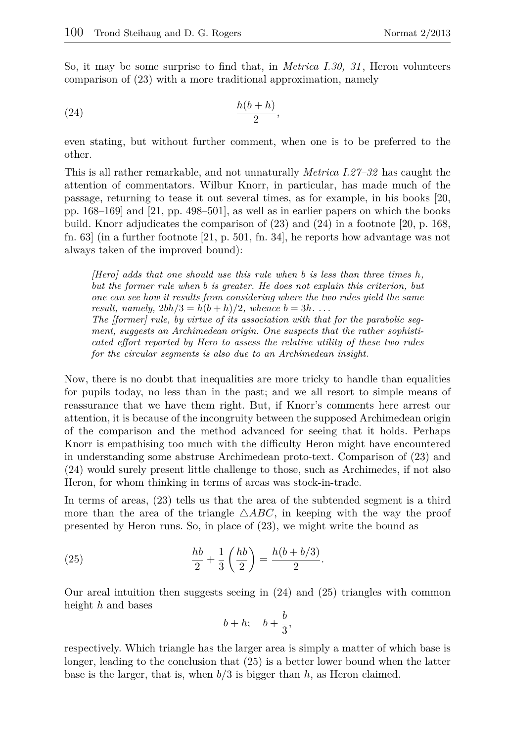So, it may be some surprise to find that, in *Metrica I.30, 31*, Heron volunteers comparison of (23) with a more traditional approximation, namely

$$\frac{h(b+h)}{2}, \tag{24}$$

even stating, but without further comment, when one is to be preferred to the other.

This is all rather remarkable, and not unnaturally *Metrica I.27–32* has caught the attention of commentators. Wilbur Knorr, in particular, has made much of the passage, returning to tease it out several times, as for example, in his books [20, pp. 168–169] and [21, pp. 498–501], as well as in earlier papers on which the books build. Knorr adjudicates the comparison of (23) and (24) in a footnote [20, p. 168, fn. 63] (in a further footnote [21, p. 501, fn. 34], he reports how advantage was not always taken of the improved bound):

> *[Hero] adds that one should use this rule when b is less than three times h, but the former rule when b is greater. He does not explain this criterion, but one can see how it results from considering where the two rules yield the same result, namely, $2bh/3 = h(b+h)/2$, whence $b = 3h$. ...*
> *The [former] rule, by virtue of its association with that for the parabolic segment, suggests an Archimedean origin. One suspects that the rather sophisticated effort reported by Hero to assess the relative utility of these two rules for the circular segments is also due to an Archimedean insight.*

Now, there is no doubt that inequalities are more tricky to handle than equalities for pupils today, no less than in the past; and we all resort to simple means of reassurance that we have them right. But, if Knorr's comments here arrest our attention, it is because of the incongruity between the supposed Archimedean origin of the comparison and the method advanced for seeing that it holds. Perhaps Knorr is empathising too much with the difficulty Heron might have encountered in understanding some abstruse Archimedean proto-text. Comparison of (23) and (24) would surely present little challenge to those, such as Archimedes, if not also Heron, for whom thinking in terms of areas was stock-in-trade.

In terms of areas, (23) tells us that the area of the subtended segment is a third more than the area of the triangle $\triangle ABC$, in keeping with the way the proof presented by Heron runs. So, in place of (23), we might write the bound as

$$\frac{hb}{2} + \frac{1}{3}\left(\frac{hb}{2}\right) = \frac{h(b+b/3)}{2}. \tag{25}$$

Our areal intuition then suggests seeing in (24) and (25) triangles with common height $h$ and bases

$$b+h; \quad b+\frac{b}{3},$$

respectively. Which triangle has the larger area is simply a matter of which base is longer, leading to the conclusion that (25) is a better lower bound when the latter base is the larger, that is, when $b/3$ is bigger than $h$, as Heron claimed.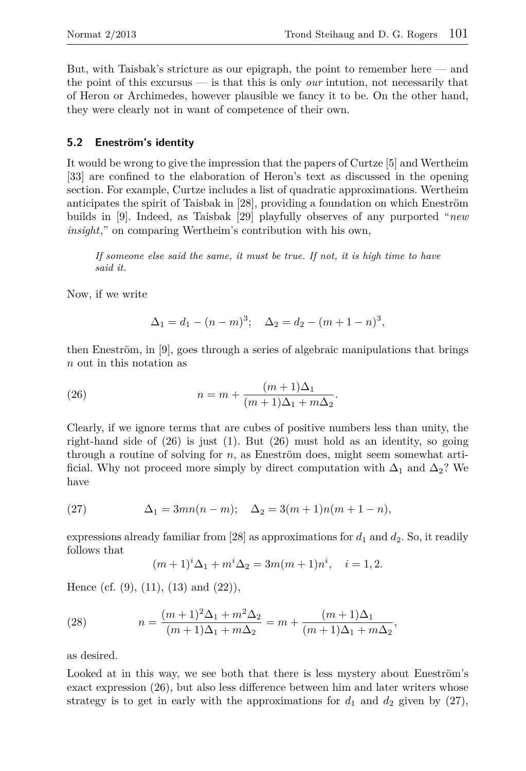But, with Taisbak's stricture as our epigraph, the point to remember here — and the point of this excursus — is that this is only *our* intution, not necessarily that of Heron or Archimedes, however plausible we fancy it to be. On the other hand, they were clearly not in want of competence of their own.

### 5.2 Eneström's identity

It would be wrong to give the impression that the papers of Curtze [5] and Wertheim [33] are confined to the elaboration of Heron's text as discussed in the opening section. For example, Curtze includes a list of quadratic approximations. Wertheim anticipates the spirit of Taisbak in [28], providing a foundation on which Eneström builds in [9]. Indeed, as Taisbak [29] playfully observes of any purported "*new insight*," on comparing Wertheim's contribution with his own,

> *If someone else said the same, it must be true. If not, it is high time to have said it.*

Now, if we write

$$\Delta_1 = d_1 - (n-m)^3; \quad \Delta_2 = d_2 - (m+1-n)^3,$$

then Eneström, in [9], goes through a series of algebraic manipulations that brings $n$ out in this notation as

$$n = m + \frac{(m+1)\Delta_1}{(m+1)\Delta_1 + m\Delta_2}. \tag{26}$$

Clearly, if we ignore terms that are cubes of positive numbers less than unity, the right-hand side of (26) is just (1). But (26) must hold as an identity, so going through a routine of solving for $n$, as Eneström does, might seem somewhat artificial. Why not proceed more simply by direct computation with $\Delta_1$ and $\Delta_2$? We have

$$\Delta_1 = 3mn(n-m); \quad \Delta_2 = 3(m+1)n(m+1-n), \tag{27}$$

expressions already familiar from [28] as approximations for $d_1$ and $d_2$. So, it readily follows that

$$(m+1)^i\Delta_1 + m^i\Delta_2 = 3m(m+1)n^i, \quad i = 1, 2.$$

Hence (cf. (9), (11), (13) and (22)),

$$n = \frac{(m+1)^2\Delta_1 + m^2\Delta_2}{(m+1)\Delta_1 + m\Delta_2} = m + \frac{(m+1)\Delta_1}{(m+1)\Delta_1 + m\Delta_2}, \tag{28}$$

as desired.

Looked at in this way, we see both that there is less mystery about Eneström's exact expression (26), but also less difference between him and later writers whose strategy is to get in early with the approximations for $d_1$ and $d_2$ given by (27),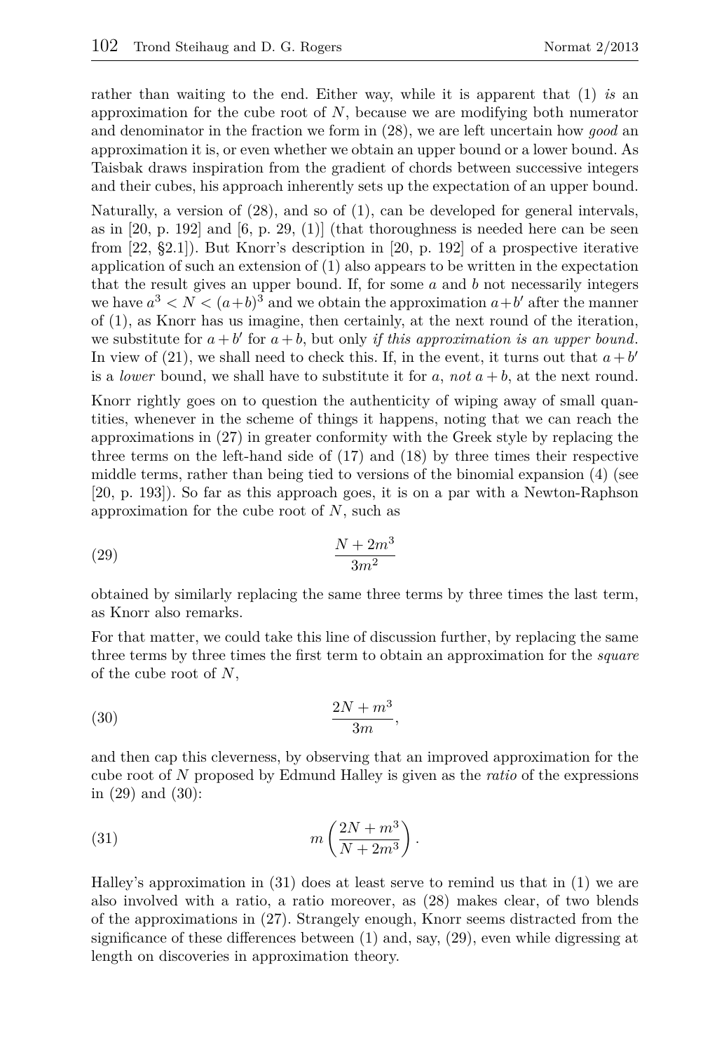rather than waiting to the end. Either way, while it is apparent that (1) *is* an approximation for the cube root of $N$, because we are modifying both numerator and denominator in the fraction we form in (28), we are left uncertain how *good* an approximation it is, or even whether we obtain an upper bound or a lower bound. As Taisbak draws inspiration from the gradient of chords between successive integers and their cubes, his approach inherently sets up the expectation of an upper bound.

Naturally, a version of (28), and so of (1), can be developed for general intervals, as in [20, p. 192] and [6, p. 29, (1)] (that thoroughness is needed here can be seen from [22, §2.1]). But Knorr's description in [20, p. 192] of a prospective iterative application of such an extension of (1) also appears to be written in the expectation that the result gives an upper bound. If, for some $a$ and $b$ not necessarily integers we have $a^3 < N < (a+b)^3$ and we obtain the approximation $a+b'$ after the manner of (1), as Knorr has us imagine, then certainly, at the next round of the iteration, we substitute for $a+b'$ for $a+b$, but only *if this approximation is an upper bound*. In view of (21), we shall need to check this. If, in the event, it turns out that $a+b'$ is a *lower* bound, we shall have to substitute it for $a$, *not* $a+b$, at the next round.

Knorr rightly goes on to question the authenticity of wiping away of small quantities, whenever in the scheme of things it happens, noting that we can reach the approximations in (27) in greater conformity with the Greek style by replacing the three terms on the left-hand side of (17) and (18) by three times their respective middle terms, rather than being tied to versions of the binomial expansion (4) (see [20, p. 193]). So far as this approach goes, it is on a par with a Newton-Raphson approximation for the cube root of $N$, such as

$$\frac{N+2m^3}{3m^2} \tag{29}$$

obtained by similarly replacing the same three terms by three times the last term, as Knorr also remarks.

For that matter, we could take this line of discussion further, by replacing the same three terms by three times the first term to obtain an approximation for the *square* of the cube root of $N$,

$$\frac{2N+m^3}{3m}, \tag{30}$$

and then cap this cleverness, by observing that an improved approximation for the cube root of $N$ proposed by Edmund Halley is given as the *ratio* of the expressions in (29) and (30):

$$m\left(\frac{2N+m^3}{N+2m^3}\right). \tag{31}$$

Halley's approximation in (31) does at least serve to remind us that in (1) we are also involved with a ratio, a ratio moreover, as (28) makes clear, of two blends of the approximations in (27). Strangely enough, Knorr seems distracted from the significance of these differences between (1) and, say, (29), even while digressing at length on discoveries in approximation theory.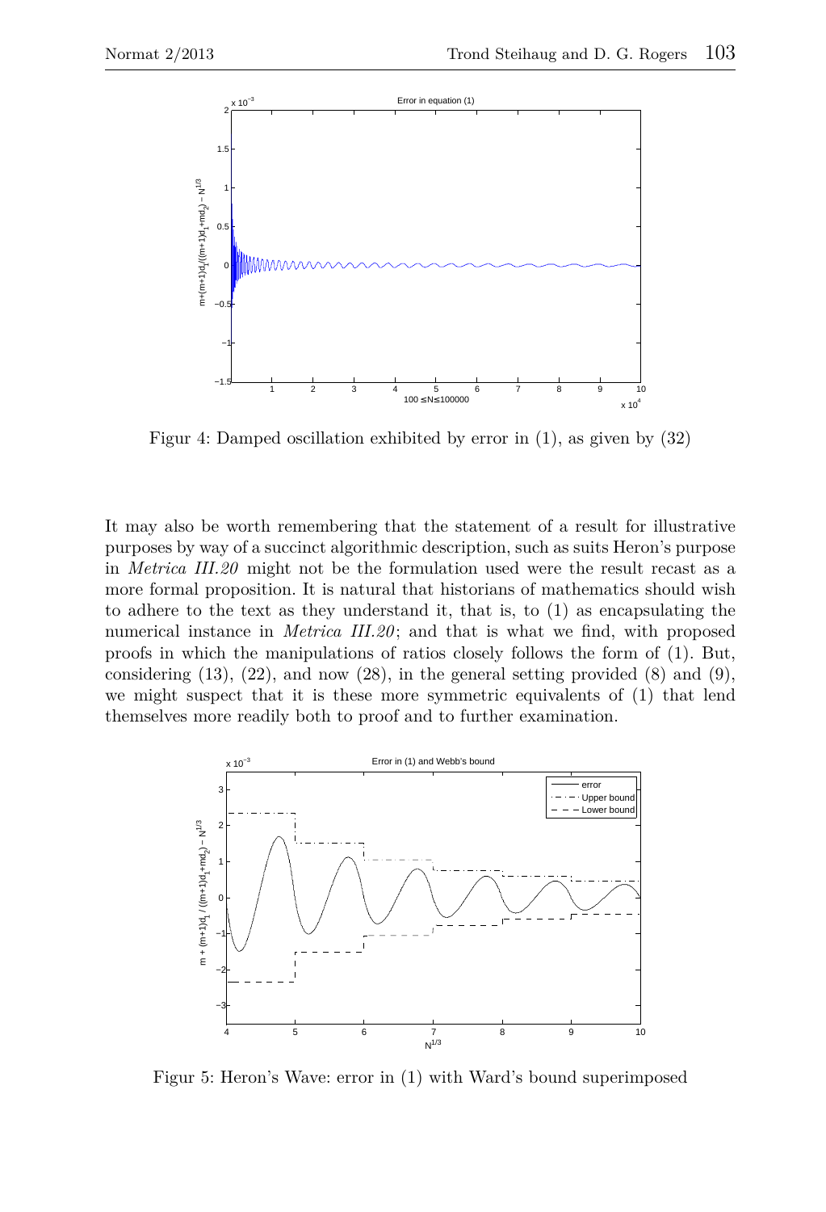Figur 4: Damped oscillation exhibited by error in (1), as given by (32)

It may also be worth remembering that the statement of a result for illustrative purposes by way of a succinct algorithmic description, such as suits Heron's purpose in *Metrica III.20* might not be the formulation used were the result recast as a more formal proposition. It is natural that historians of mathematics should wish to adhere to the text as they understand it, that is, to (1) as encapsulating the numerical instance in *Metrica III.20*; and that is what we find, with proposed proofs in which the manipulations of ratios closely follows the form of (1). But, considering (13), (22), and now (28), in the general setting provided (8) and (9), we might suspect that it is these more symmetric equivalents of (1) that lend themselves more readily both to proof and to further examination.

Figur 5: Heron's Wave: error in (1) with Ward's bound superimposed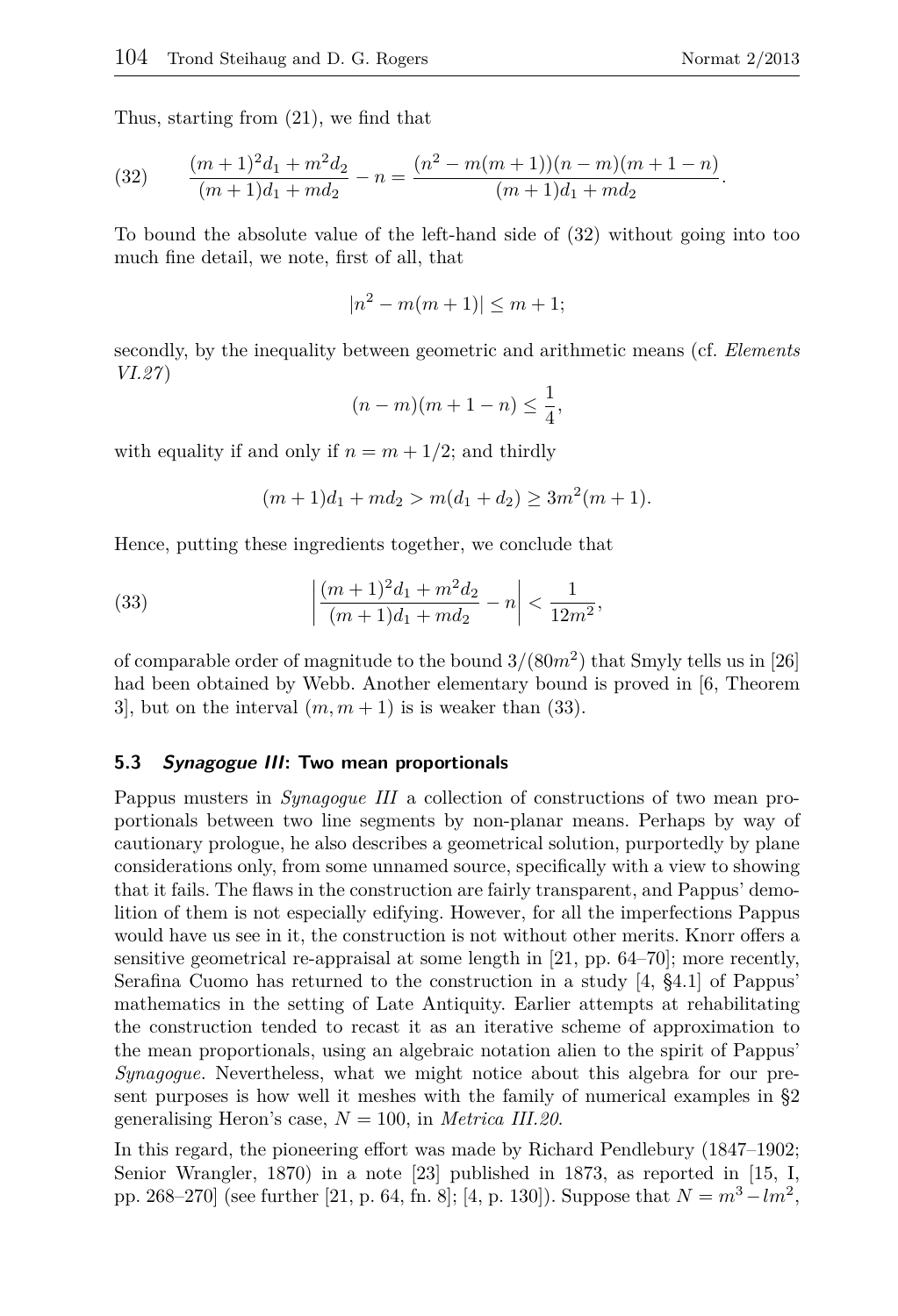Thus, starting from (21), we find that

$$\frac{(m+1)^2 d_1 + m^2 d_2}{(m+1)d_1 + md_2} - n = \frac{(n^2 - m(m+1))(n-m)(m+1-n)}{(m+1)d_1 + md_2}. \tag{32}$$

To bound the absolute value of the left-hand side of (32) without going into too much fine detail, we note, first of all, that

$$|n^2 - m(m+1)| \le m+1;$$

secondly, by the inequality between geometric and arithmetic means (cf. *Elements VI.27*)

$$(n-m)(m+1-n) \le \frac{1}{4},$$

with equality if and only if $n = m + 1/2$; and thirdly

$$(m+1)d_1 + md_2 > m(d_1 + d_2) \ge 3m^2(m+1).$$

Hence, putting these ingredients together, we conclude that

$$\left| \frac{(m+1)^2 d_1 + m^2 d_2}{(m+1)d_1 + md_2} - n \right| < \frac{1}{12m^2}, \tag{33}$$

of comparable order of magnitude to the bound $3/(80m^2)$ that Smyly tells us in [26] had been obtained by Webb. Another elementary bound is proved in [6, Theorem 3], but on the interval $(m, m+1)$ is is weaker than (33).

### 5.3 *Synagogue III*: Two mean proportionals

Pappus musters in *Synagogue III* a collection of constructions of two mean proportionals between two line segments by non-planar means. Perhaps by way of cautionary prologue, he also describes a geometrical solution, purportedly by plane considerations only, from some unnamed source, specifically with a view to showing that it fails. The flaws in the construction are fairly transparent, and Pappus' demolition of them is not especially edifying. However, for all the imperfections Pappus would have us see in it, the construction is not without other merits. Knorr offers a sensitive geometrical re-appraisal at some length in [21, pp. 64–70]; more recently, Serafina Cuomo has returned to the construction in a study [4, §4.1] of Pappus' mathematics in the setting of Late Antiquity. Earlier attempts at rehabilitating the construction tended to recast it as an iterative scheme of approximation to the mean proportionals, using an algebraic notation alien to the spirit of Pappus' *Synagogue*. Nevertheless, what we might notice about this algebra for our present purposes is how well it meshes with the family of numerical examples in §2 generalising Heron's case, $N = 100$, in *Metrica III.20*.

In this regard, the pioneering effort was made by Richard Pendlebury (1847–1902; Senior Wrangler, 1870) in a note [23] published in 1873, as reported in [15, I, pp. 268–270] (see further [21, p. 64, fn. 8]; [4, p. 130]). Suppose that $N = m^3 - lm^2$,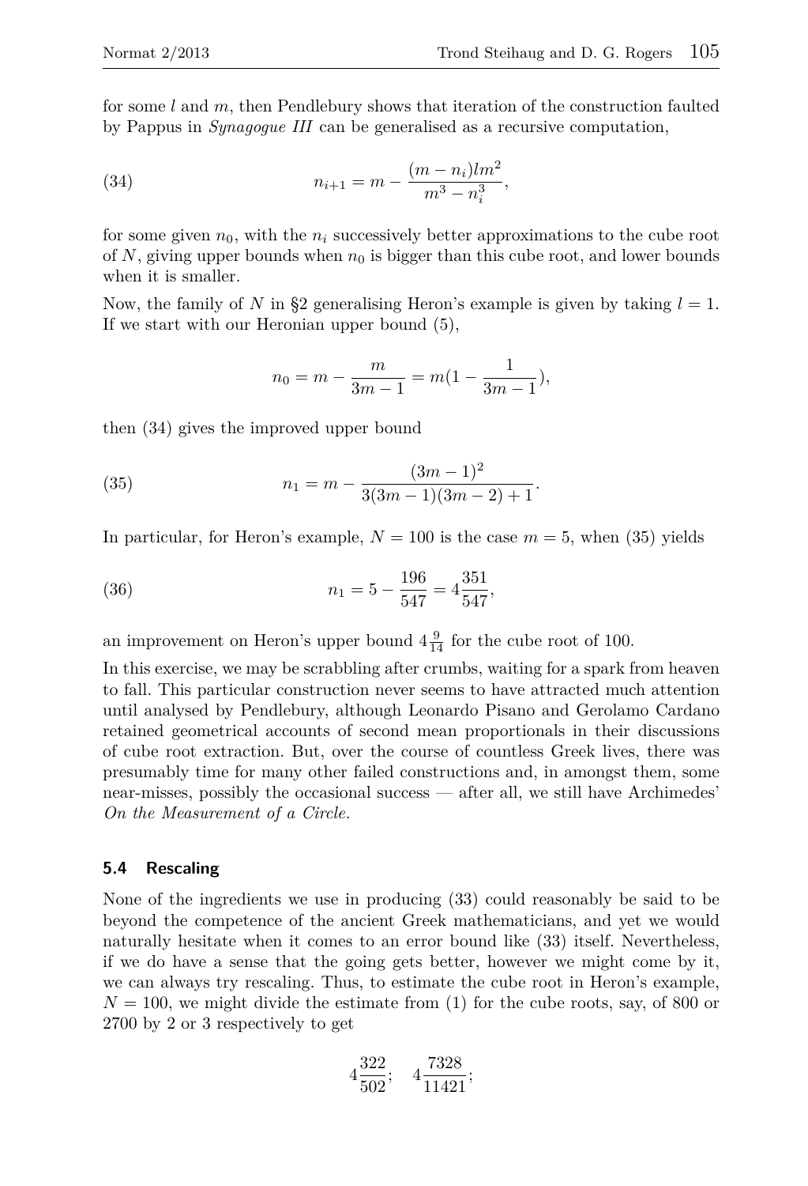for some $l$ and $m$, then Pendlebury shows that iteration of the construction faulted by Pappus in *Synagogue III* can be generalised as a recursive computation,

$$n_{i+1} = m - \frac{(m - n_i)lm^2}{m^3 - n_i^3}, \tag{34}$$

for some given $n_0$, with the $n_i$ successively better approximations to the cube root of $N$, giving upper bounds when $n_0$ is bigger than this cube root, and lower bounds when it is smaller.

Now, the family of $N$ in §2 generalising Heron's example is given by taking $l = 1$. If we start with our Heronian upper bound (5),

$$n_0 = m - \frac{m}{3m - 1} = m(1 - \frac{1}{3m - 1}),$$

then (34) gives the improved upper bound

$$n_1 = m - \frac{(3m - 1)^2}{3(3m - 1)(3m - 2) + 1}. \tag{35}$$

In particular, for Heron's example, $N = 100$ is the case $m = 5$, when (35) yields

$$n_1 = 5 - \frac{196}{547} = 4\frac{351}{547}, \tag{36}$$

an improvement on Heron's upper bound $4\frac{9}{14}$ for the cube root of 100.

In this exercise, we may be scrabbling after crumbs, waiting for a spark from heaven to fall. This particular construction never seems to have attracted much attention until analysed by Pendlebury, although Leonardo Pisano and Gerolamo Cardano retained geometrical accounts of second mean proportionals in their discussions of cube root extraction. But, over the course of countless Greek lives, there was presumably time for many other failed constructions and, in amongst them, some near-misses, possibly the occasional success — after all, we still have Archimedes' *On the Measurement of a Circle*.

### 5.4 Rescaling

None of the ingredients we use in producing (33) could reasonably be said to be beyond the competence of the ancient Greek mathematicians, and yet we would naturally hesitate when it comes to an error bound like (33) itself. Nevertheless, if we do have a sense that the going gets better, however we might come by it, we can always try rescaling. Thus, to estimate the cube root in Heron's example, $N = 100$, we might divide the estimate from (1) for the cube roots, say, of 800 or 2700 by 2 or 3 respectively to get

$$4\frac{322}{502}; \quad 4\frac{7328}{11421};$$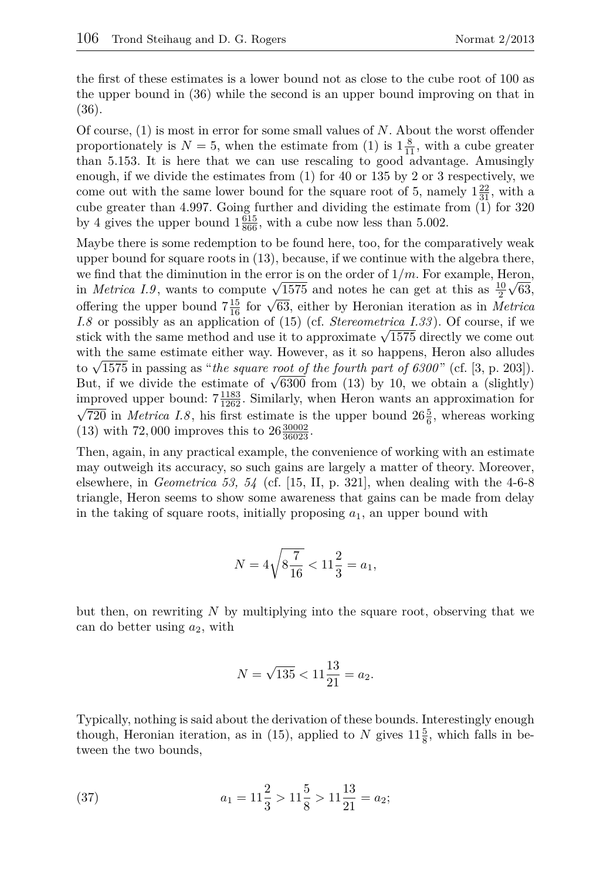the first of these estimates is a lower bound not as close to the cube root of 100 as the upper bound in (36) while the second is an upper bound improving on that in (36).

Of course, (1) is most in error for some small values of $N$. About the worst offender proportionately is $N = 5$, when the estimate from (1) is $1\frac{8}{11}$, with a cube greater than 5.153. It is here that we can use rescaling to good advantage. Amusingly enough, if we divide the estimates from (1) for 40 or 135 by 2 or 3 respectively, we come out with the same lower bound for the square root of 5, namely $1\frac{22}{31}$, with a cube greater than 4.997. Going further and dividing the estimate from (1) for 320 by 4 gives the upper bound $1\frac{615}{866}$, with a cube now less than 5.002.

Maybe there is some redemption to be found here, too, for the comparatively weak upper bound for square roots in (13), because, if we continue with the algebra there, we find that the diminution in the error is on the order of $1/m$. For example, Heron, in *Metrica I.9*, wants to compute $\sqrt{1575}$ and notes he can get at this as $\frac{10}{2}\sqrt{63}$, offering the upper bound $7\frac{15}{16}$ for $\sqrt{63}$, either by Heronian iteration as in *Metrica I.8* or possibly as an application of (15) (cf. *Stereometrica I.33*). Of course, if we stick with the same method and use it to approximate $\sqrt{1575}$ directly we come out with the same estimate either way. However, as it so happens, Heron also alludes to $\sqrt{1575}$ in passing as "*the square root of the fourth part of 6300*" (cf. [3, p. 203]). But, if we divide the estimate of $\sqrt{6300}$ from (13) by 10, we obtain a (slightly) improved upper bound: $7\frac{1183}{1262}$. Similarly, when Heron wants an approximation for $\sqrt{720}$ in *Metrica I.8*, his first estimate is the upper bound $26\frac{5}{6}$, whereas working (13) with 72,000 improves this to $26\frac{30002}{36023}$.

Then, again, in any practical example, the convenience of working with an estimate may outweigh its accuracy, so such gains are largely a matter of theory. Moreover, elsewhere, in *Geometrica 53, 54* (cf. [15, II, p. 321], when dealing with the 4-6-8 triangle, Heron seems to show some awareness that gains can be made from delay in the taking of square roots, initially proposing $a_1$, an upper bound with

$$N = 4\sqrt{8\frac{7}{16}} < 11\frac{2}{3} = a_1,$$

but then, on rewriting $N$ by multiplying into the square root, observing that we can do better using $a_2$, with

$$N = \sqrt{135} < 11\frac{13}{21} = a_2.$$

Typically, nothing is said about the derivation of these bounds. Interestingly enough though, Heronian iteration, as in (15), applied to $N$ gives $11\frac{5}{8}$, which falls in between the two bounds,

$$a_1 = 11\frac{2}{3} > 11\frac{5}{8} > 11\frac{13}{21} = a_2; \tag{37}$$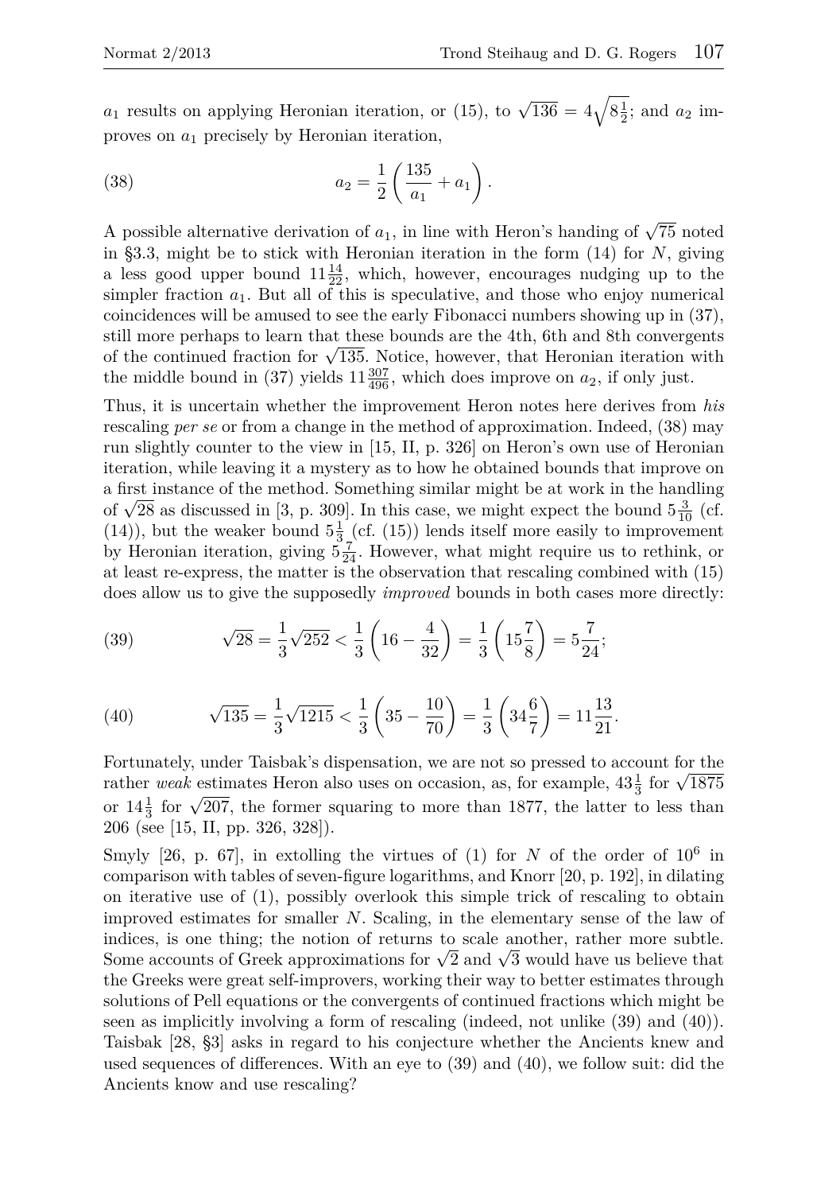$a_1$ results on applying Heronian iteration, or (15), to $\sqrt{136} = 4\sqrt{8\frac{1}{2}}$; and $a_2$ improves on $a_1$ precisely by Heronian iteration,

$$a_2 = \frac{1}{2}\left(\frac{135}{a_1} + a_1\right). \tag{38}$$

A possible alternative derivation of $a_1$, in line with Heron's handing of $\sqrt{75}$ noted in §3.3, might be to stick with Heronian iteration in the form (14) for $N$, giving a less good upper bound $11\frac{14}{22}$, which, however, encourages nudging up to the simpler fraction $a_1$. But all of this is speculative, and those who enjoy numerical coincidences will be amused to see the early Fibonacci numbers showing up in (37), still more perhaps to learn that these bounds are the 4th, 6th and 8th convergents of the continued fraction for $\sqrt{135}$. Notice, however, that Heronian iteration with the middle bound in (37) yields $11\frac{307}{496}$, which does improve on $a_2$, if only just.

Thus, it is uncertain whether the improvement Heron notes here derives from *his* rescaling *per se* or from a change in the method of approximation. Indeed, (38) may run slightly counter to the view in [15, II, p. 326] on Heron's own use of Heronian iteration, while leaving it a mystery as to how he obtained bounds that improve on a first instance of the method. Something similar might be at work in the handling of $\sqrt{28}$ as discussed in [3, p. 309]. In this case, we might expect the bound $5\frac{3}{10}$ (cf. (14)), but the weaker bound $5\frac{1}{3}$ (cf. (15)) lends itself more easily to improvement by Heronian iteration, giving $5\frac{7}{24}$. However, what might require us to rethink, or at least re-express, the matter is the observation that rescaling combined with (15) does allow us to give the supposedly *improved* bounds in both cases more directly:

$$\sqrt{28} = \frac{1}{3}\sqrt{252} < \frac{1}{3}\left(16 - \frac{4}{32}\right) = \frac{1}{3}\left(15\frac{7}{8}\right) = 5\frac{7}{24}; \tag{39}$$

$$\sqrt{135} = \frac{1}{3}\sqrt{1215} < \frac{1}{3}\left(35 - \frac{10}{70}\right) = \frac{1}{3}\left(34\frac{6}{7}\right) = 11\frac{13}{21}. \tag{40}$$

Fortunately, under Taisbak's dispensation, we are not so pressed to account for the rather *weak* estimates Heron also uses on occasion, as, for example, $43\frac{1}{3}$ for $\sqrt{1875}$ or $14\frac{1}{3}$ for $\sqrt{207}$, the former squaring to more than 1877, the latter to less than 206 (see [15, II, pp. 326, 328]).

Smyly [26, p. 67], in extolling the virtues of (1) for $N$ of the order of $10^6$ in comparison with tables of seven-figure logarithms, and Knorr [20, p. 192], in dilating on iterative use of (1), possibly overlook this simple trick of rescaling to obtain improved estimates for smaller $N$. Scaling, in the elementary sense of the law of indices, is one thing; the notion of returns to scale another, rather more subtle. Some accounts of Greek approximations for $\sqrt{2}$ and $\sqrt{3}$ would have us believe that the Greeks were great self-improvers, working their way to better estimates through solutions of Pell equations or the convergents of continued fractions which might be seen as implicitly involving a form of rescaling (indeed, not unlike (39) and (40)). Taisbak [28, §3] asks in regard to his conjecture whether the Ancients knew and used sequences of differences. With an eye to (39) and (40), we follow suit: did the Ancients know and use rescaling?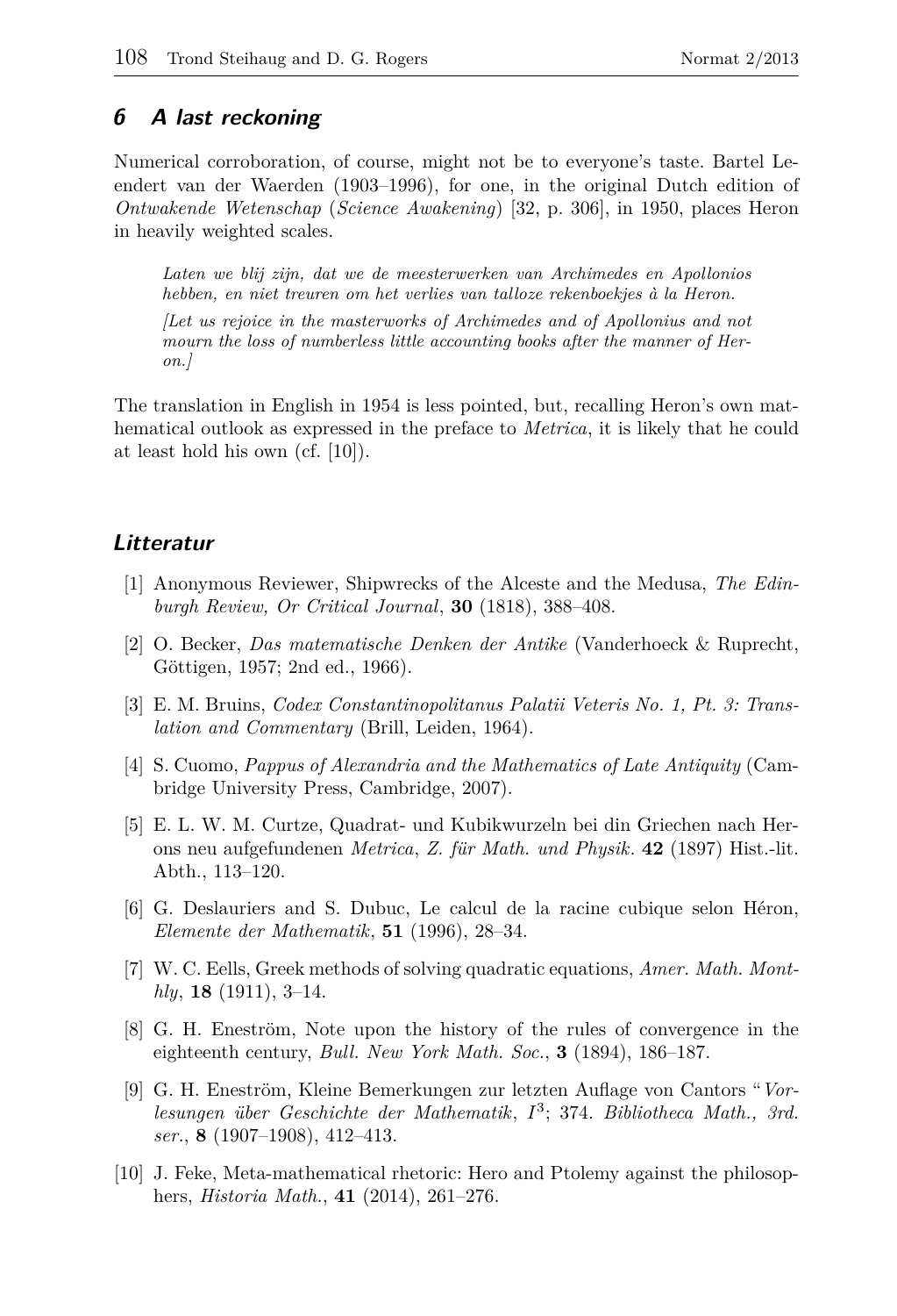## 6 A last reckoning

Numerical corroboration, of course, might not be to everyone's taste. Bartel Leendert van der Waerden (1903–1996), for one, in the original Dutch edition of *Ontwakende Wetenschap* (*Science Awakening*) [32, p. 306], in 1950, places Heron in heavily weighted scales.

> *Laten we blij zijn, dat we de meesterwerken van Archimedes en Apollonios hebben, en niet treuren om het verlies van talloze rekenboekjes à la Heron.*
>
> *[Let us rejoice in the masterworks of Archimedes and of Apollonius and not mourn the loss of numberless little accounting books after the manner of Heron.]*

The translation in English in 1954 is less pointed, but, recalling Heron's own mathematical outlook as expressed in the preface to *Metrica*, it is likely that he could at least hold his own (cf. [10]).

## Litteratur

[1] Anonymous Reviewer, Shipwrecks of the Alceste and the Medusa, *The Edinburgh Review, Or Critical Journal*, **30** (1818), 388–408.

[2] O. Becker, *Das matematische Denken der Antike* (Vanderhoeck & Ruprecht, Göttigen, 1957; 2nd ed., 1966).

[3] E. M. Bruins, *Codex Constantinopolitanus Palatii Veteris No. 1, Pt. 3: Translation and Commentary* (Brill, Leiden, 1964).

[4] S. Cuomo, *Pappus of Alexandria and the Mathematics of Late Antiquity* (Cambridge University Press, Cambridge, 2007).

[5] E. L. W. M. Curtze, Quadrat- und Kubikwurzeln bei din Griechen nach Herons neu aufgefundenen *Metrica*, *Z. für Math. und Physik.* **42** (1897) Hist.-lit. Abth., 113–120.

[6] G. Deslauriers and S. Dubuc, Le calcul de la racine cubique selon Héron, *Elemente der Mathematik*, **51** (1996), 28–34.

[7] W. C. Eells, Greek methods of solving quadratic equations, *Amer. Math. Monthly*, **18** (1911), 3–14.

[8] G. H. Eneström, Note upon the history of the rules of convergence in the eighteenth century, *Bull. New York Math. Soc.*, **3** (1894), 186–187.

[9] G. H. Eneström, Kleine Bemerkungen zur letzten Auflage von Cantors "*Vorlesungen über Geschichte der Mathematik*, $I^3$; 374. *Bibliotheca Math., 3rd. ser.*, **8** (1907–1908), 412–413.

[10] J. Feke, Meta-mathematical rhetoric: Hero and Ptolemy against the philosophers, *Historia Math.*, **41** (2014), 261–276.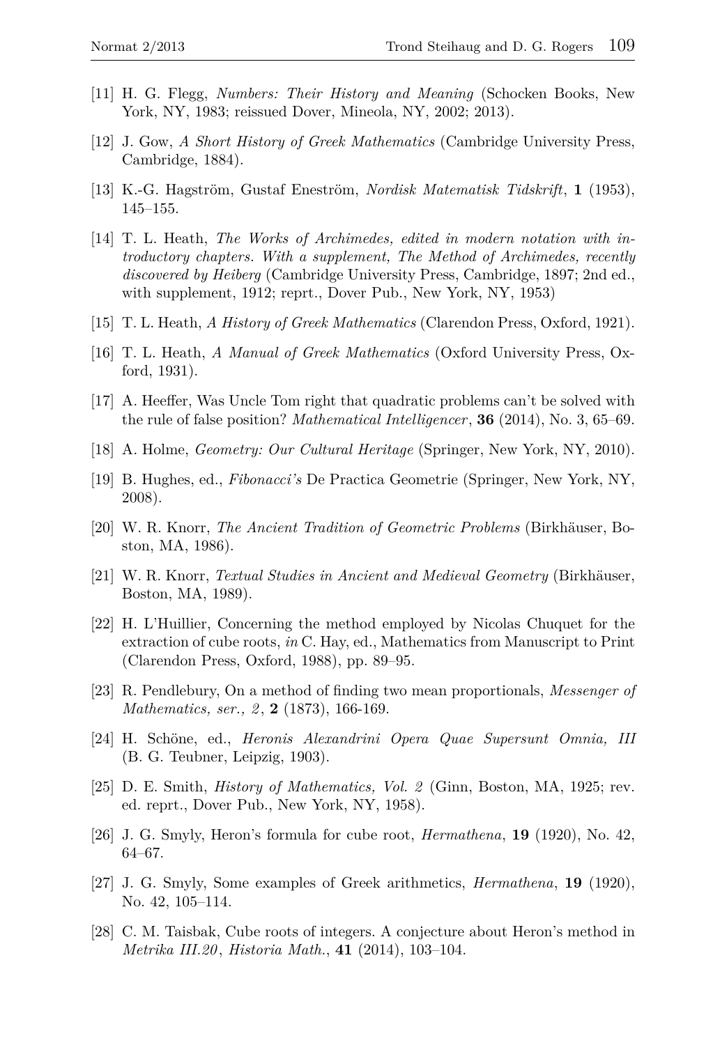[11] H. G. Flegg, *Numbers: Their History and Meaning* (Schocken Books, New York, NY, 1983; reissued Dover, Mineola, NY, 2002; 2013).

[12] J. Gow, *A Short History of Greek Mathematics* (Cambridge University Press, Cambridge, 1884).

[13] K.-G. Hagström, Gustaf Eneström, *Nordisk Matematisk Tidskrift*, **1** (1953), 145–155.

[14] T. L. Heath, *The Works of Archimedes, edited in modern notation with introductory chapters. With a supplement, The Method of Archimedes, recently discovered by Heiberg* (Cambridge University Press, Cambridge, 1897; 2nd ed., with supplement, 1912; reprt., Dover Pub., New York, NY, 1953)

[15] T. L. Heath, *A History of Greek Mathematics* (Clarendon Press, Oxford, 1921).

[16] T. L. Heath, *A Manual of Greek Mathematics* (Oxford University Press, Oxford, 1931).

[17] A. Heeffer, Was Uncle Tom right that quadratic problems can't be solved with the rule of false position? *Mathematical Intelligencer*, **36** (2014), No. 3, 65–69.

[18] A. Holme, *Geometry: Our Cultural Heritage* (Springer, New York, NY, 2010).

[19] B. Hughes, ed., *Fibonacci's* De Practica Geometrie (Springer, New York, NY, 2008).

[20] W. R. Knorr, *The Ancient Tradition of Geometric Problems* (Birkhäuser, Boston, MA, 1986).

[21] W. R. Knorr, *Textual Studies in Ancient and Medieval Geometry* (Birkhäuser, Boston, MA, 1989).

[22] H. L'Huillier, Concerning the method employed by Nicolas Chuquet for the extraction of cube roots, *in* C. Hay, ed., Mathematics from Manuscript to Print (Clarendon Press, Oxford, 1988), pp. 89–95.

[23] R. Pendlebury, On a method of finding two mean proportionals, *Messenger of Mathematics, ser., 2*, **2** (1873), 166-169.

[24] H. Schöne, ed., *Heronis Alexandrini Opera Quae Supersunt Omnia, III* (B. G. Teubner, Leipzig, 1903).

[25] D. E. Smith, *History of Mathematics, Vol. 2* (Ginn, Boston, MA, 1925; rev. ed. reprt., Dover Pub., New York, NY, 1958).

[26] J. G. Smyly, Heron's formula for cube root, *Hermathena*, **19** (1920), No. 42, 64–67.

[27] J. G. Smyly, Some examples of Greek arithmetics, *Hermathena*, **19** (1920), No. 42, 105–114.

[28] C. M. Taisbak, Cube roots of integers. A conjecture about Heron's method in *Metrika III.20*, *Historia Math.*, **41** (2014), 103–104.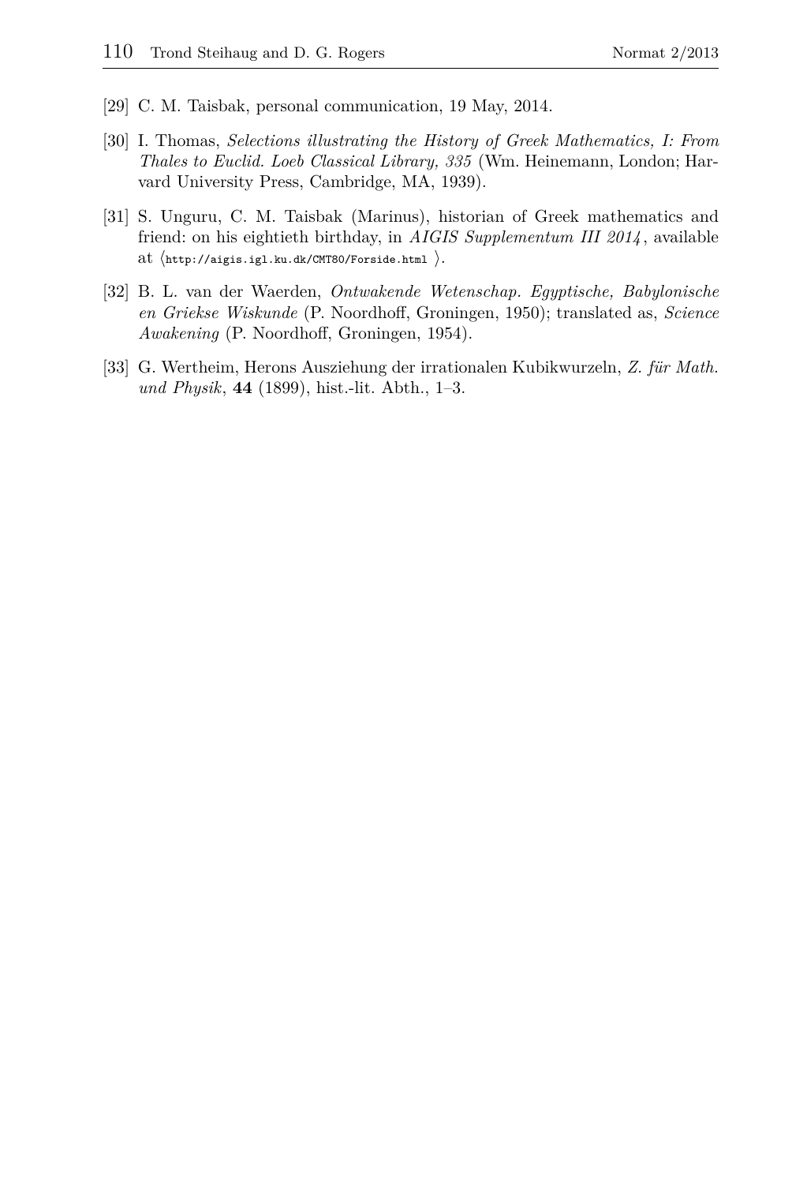[29] C. M. Taisbak, personal communication, 19 May, 2014.

[30] I. Thomas, *Selections illustrating the History of Greek Mathematics, I: From Thales to Euclid. Loeb Classical Library, 335* (Wm. Heinemann, London; Harvard University Press, Cambridge, MA, 1939).

[31] S. Unguru, C. M. Taisbak (Marinus), historian of Greek mathematics and friend: on his eightieth birthday, in *AIGIS Supplementum III 2014*, available at ⟨http://aigis.igl.ku.dk/CMT80/Forside.html ⟩.

[32] B. L. van der Waerden, *Ontwakende Wetenschap. Egyptische, Babylonische en Griekse Wiskunde* (P. Noordhoff, Groningen, 1950); translated as, *Science Awakening* (P. Noordhoff, Groningen, 1954).

[33] G. Wertheim, Herons Ausziehung der irrationalen Kubikwurzeln, *Z. für Math. und Physik*, **44** (1899), hist.-lit. Abth., 1–3.